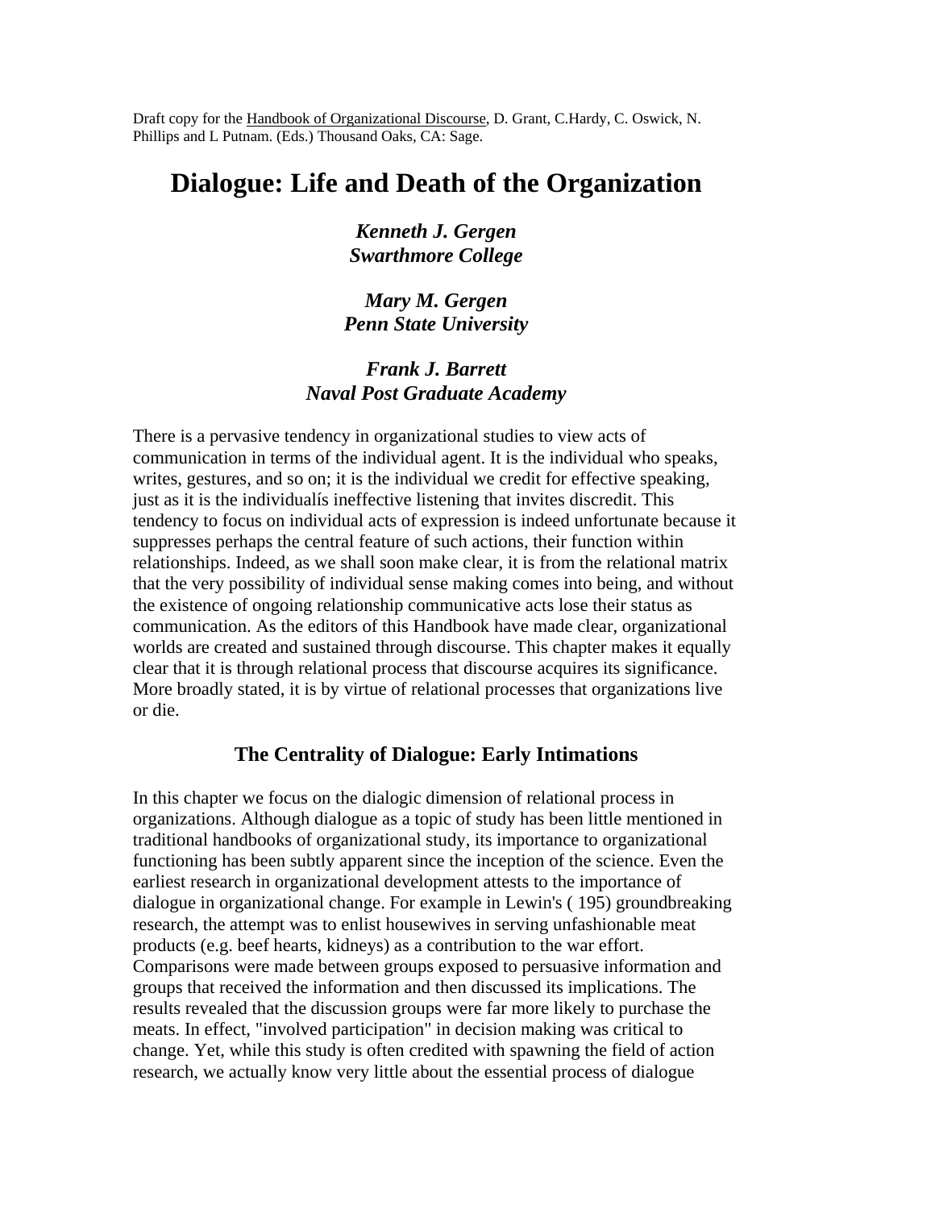Draft copy for the Handbook of Organizational Discourse, D. Grant, C.Hardy, C. Oswick, N. Phillips and L Putnam. (Eds.) Thousand Oaks, CA: Sage.

# Dialogue: Life and Death of the Organization

***Kenneth J. Gergen***
***Swarthmore College***

***Mary M. Gergen***
***Penn State University***

***Frank J. Barrett***
***Naval Post Graduate Academy***

There is a pervasive tendency in organizational studies to view acts of communication in terms of the individual agent. It is the individual who speaks, writes, gestures, and so on; it is the individual we credit for effective speaking, just as it is the individualís ineffective listening that invites discredit. This tendency to focus on individual acts of expression is indeed unfortunate because it suppresses perhaps the central feature of such actions, their function within relationships. Indeed, as we shall soon make clear, it is from the relational matrix that the very possibility of individual sense making comes into being, and without the existence of ongoing relationship communicative acts lose their status as communication. As the editors of this Handbook have made clear, organizational worlds are created and sustained through discourse. This chapter makes it equally clear that it is through relational process that discourse acquires its significance. More broadly stated, it is by virtue of relational processes that organizations live or die.

## The Centrality of Dialogue: Early Intimations

In this chapter we focus on the dialogic dimension of relational process in organizations. Although dialogue as a topic of study has been little mentioned in traditional handbooks of organizational study, its importance to organizational functioning has been subtly apparent since the inception of the science. Even the earliest research in organizational development attests to the importance of dialogue in organizational change. For example in Lewin's ( 195) groundbreaking research, the attempt was to enlist housewives in serving unfashionable meat products (e.g. beef hearts, kidneys) as a contribution to the war effort. Comparisons were made between groups exposed to persuasive information and groups that received the information and then discussed its implications. The results revealed that the discussion groups were far more likely to purchase the meats. In effect, "involved participation" in decision making was critical to change. Yet, while this study is often credited with spawning the field of action research, we actually know very little about the essential process of dialogue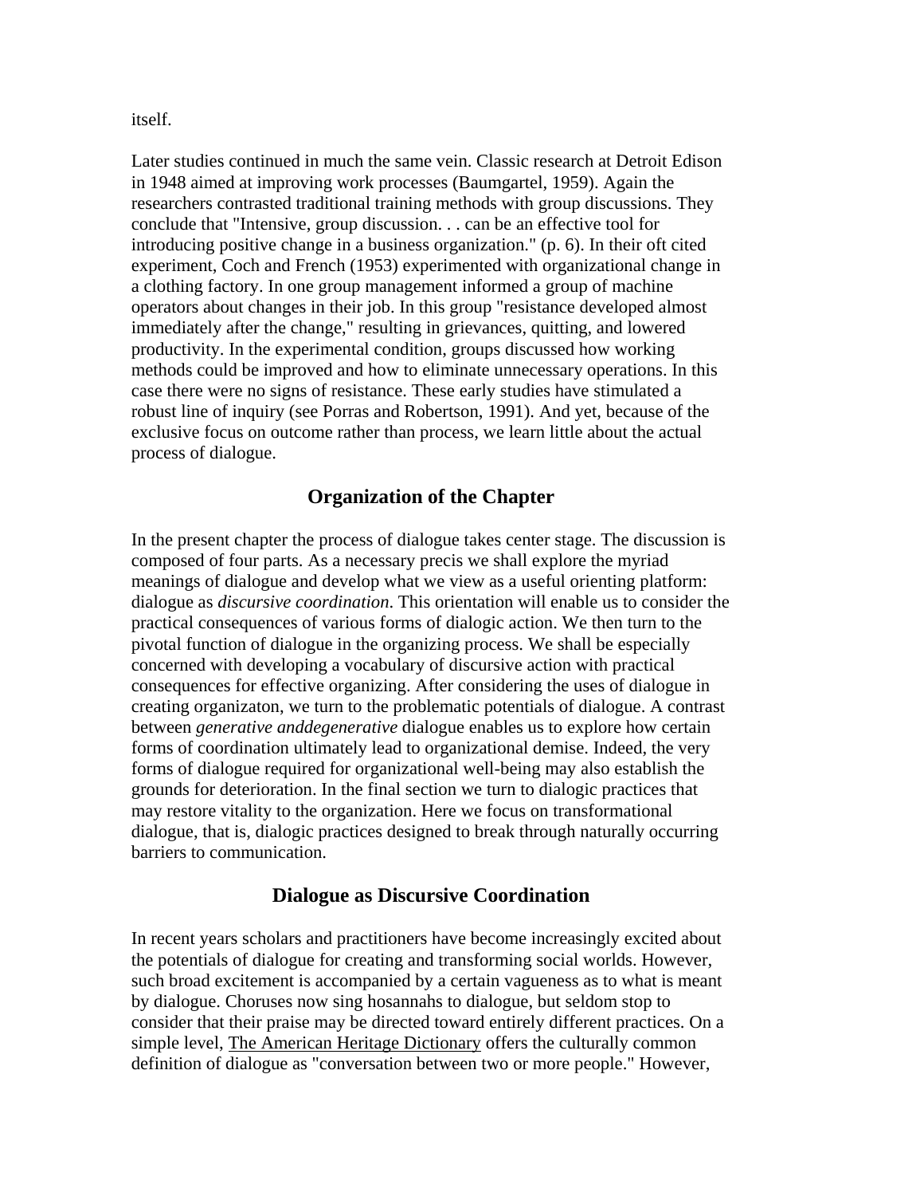itself.

Later studies continued in much the same vein. Classic research at Detroit Edison in 1948 aimed at improving work processes (Baumgartel, 1959). Again the researchers contrasted traditional training methods with group discussions. They conclude that "Intensive, group discussion. . . can be an effective tool for introducing positive change in a business organization." (p. 6). In their oft cited experiment, Coch and French (1953) experimented with organizational change in a clothing factory. In one group management informed a group of machine operators about changes in their job. In this group "resistance developed almost immediately after the change," resulting in grievances, quitting, and lowered productivity. In the experimental condition, groups discussed how working methods could be improved and how to eliminate unnecessary operations. In this case there were no signs of resistance. These early studies have stimulated a robust line of inquiry (see Porras and Robertson, 1991). And yet, because of the exclusive focus on outcome rather than process, we learn little about the actual process of dialogue.

## Organization of the Chapter

In the present chapter the process of dialogue takes center stage. The discussion is composed of four parts. As a necessary precis we shall explore the myriad meanings of dialogue and develop what we view as a useful orienting platform: dialogue as *discursive coordination*. This orientation will enable us to consider the practical consequences of various forms of dialogic action. We then turn to the pivotal function of dialogue in the organizing process. We shall be especially concerned with developing a vocabulary of discursive action with practical consequences for effective organizing. After considering the uses of dialogue in creating organizaton, we turn to the problematic potentials of dialogue. A contrast between *generative anddegenerative* dialogue enables us to explore how certain forms of coordination ultimately lead to organizational demise. Indeed, the very forms of dialogue required for organizational well-being may also establish the grounds for deterioration. In the final section we turn to dialogic practices that may restore vitality to the organization. Here we focus on transformational dialogue, that is, dialogic practices designed to break through naturally occurring barriers to communication.

## Dialogue as Discursive Coordination

In recent years scholars and practitioners have become increasingly excited about the potentials of dialogue for creating and transforming social worlds. However, such broad excitement is accompanied by a certain vagueness as to what is meant by dialogue. Choruses now sing hosannahs to dialogue, but seldom stop to consider that their praise may be directed toward entirely different practices. On a simple level, The American Heritage Dictionary offers the culturally common definition of dialogue as "conversation between two or more people." However,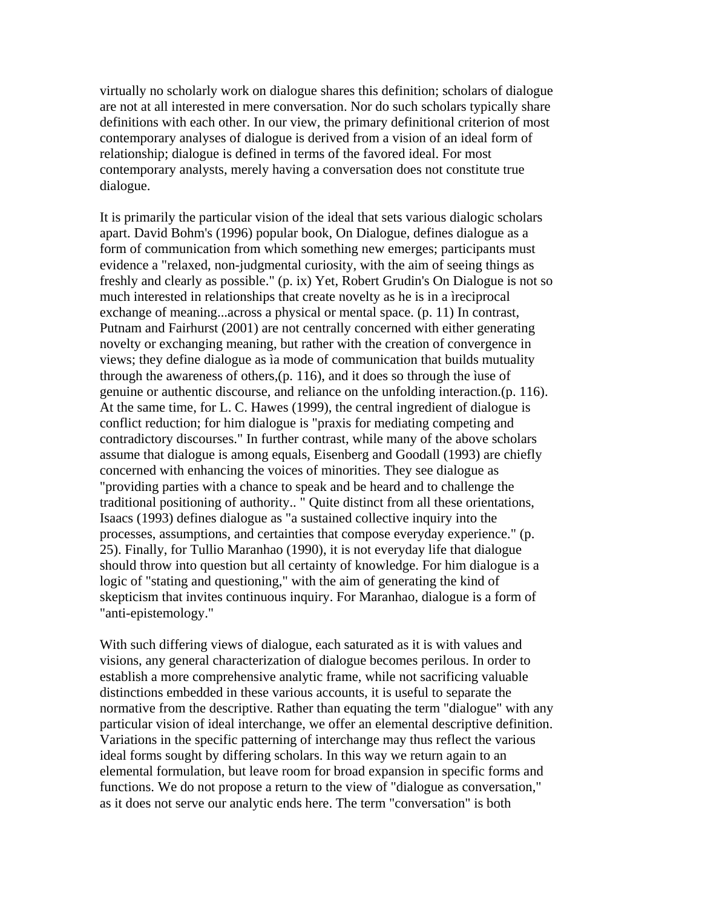virtually no scholarly work on dialogue shares this definition; scholars of dialogue are not at all interested in mere conversation. Nor do such scholars typically share definitions with each other. In our view, the primary definitional criterion of most contemporary analyses of dialogue is derived from a vision of an ideal form of relationship; dialogue is defined in terms of the favored ideal. For most contemporary analysts, merely having a conversation does not constitute true dialogue.

It is primarily the particular vision of the ideal that sets various dialogic scholars apart. David Bohm's (1996) popular book, On Dialogue, defines dialogue as a form of communication from which something new emerges; participants must evidence a "relaxed, non-judgmental curiosity, with the aim of seeing things as freshly and clearly as possible." (p. ix) Yet, Robert Grudin's On Dialogue is not so much interested in relationships that create novelty as he is in a ìreciprocal exchange of meaning...across a physical or mental space. (p. 11) In contrast, Putnam and Fairhurst (2001) are not centrally concerned with either generating novelty or exchanging meaning, but rather with the creation of convergence in views; they define dialogue as ìa mode of communication that builds mutuality through the awareness of others,(p. 116), and it does so through the ìuse of genuine or authentic discourse, and reliance on the unfolding interaction.(p. 116). At the same time, for L. C. Hawes (1999), the central ingredient of dialogue is conflict reduction; for him dialogue is "praxis for mediating competing and contradictory discourses." In further contrast, while many of the above scholars assume that dialogue is among equals, Eisenberg and Goodall (1993) are chiefly concerned with enhancing the voices of minorities. They see dialogue as "providing parties with a chance to speak and be heard and to challenge the traditional positioning of authority.. " Quite distinct from all these orientations, Isaacs (1993) defines dialogue as "a sustained collective inquiry into the processes, assumptions, and certainties that compose everyday experience." (p. 25). Finally, for Tullio Maranhao (1990), it is not everyday life that dialogue should throw into question but all certainty of knowledge. For him dialogue is a logic of "stating and questioning," with the aim of generating the kind of skepticism that invites continuous inquiry. For Maranhao, dialogue is a form of "anti-epistemology."

With such differing views of dialogue, each saturated as it is with values and visions, any general characterization of dialogue becomes perilous. In order to establish a more comprehensive analytic frame, while not sacrificing valuable distinctions embedded in these various accounts, it is useful to separate the normative from the descriptive. Rather than equating the term "dialogue" with any particular vision of ideal interchange, we offer an elemental descriptive definition. Variations in the specific patterning of interchange may thus reflect the various ideal forms sought by differing scholars. In this way we return again to an elemental formulation, but leave room for broad expansion in specific forms and functions. We do not propose a return to the view of "dialogue as conversation," as it does not serve our analytic ends here. The term "conversation" is both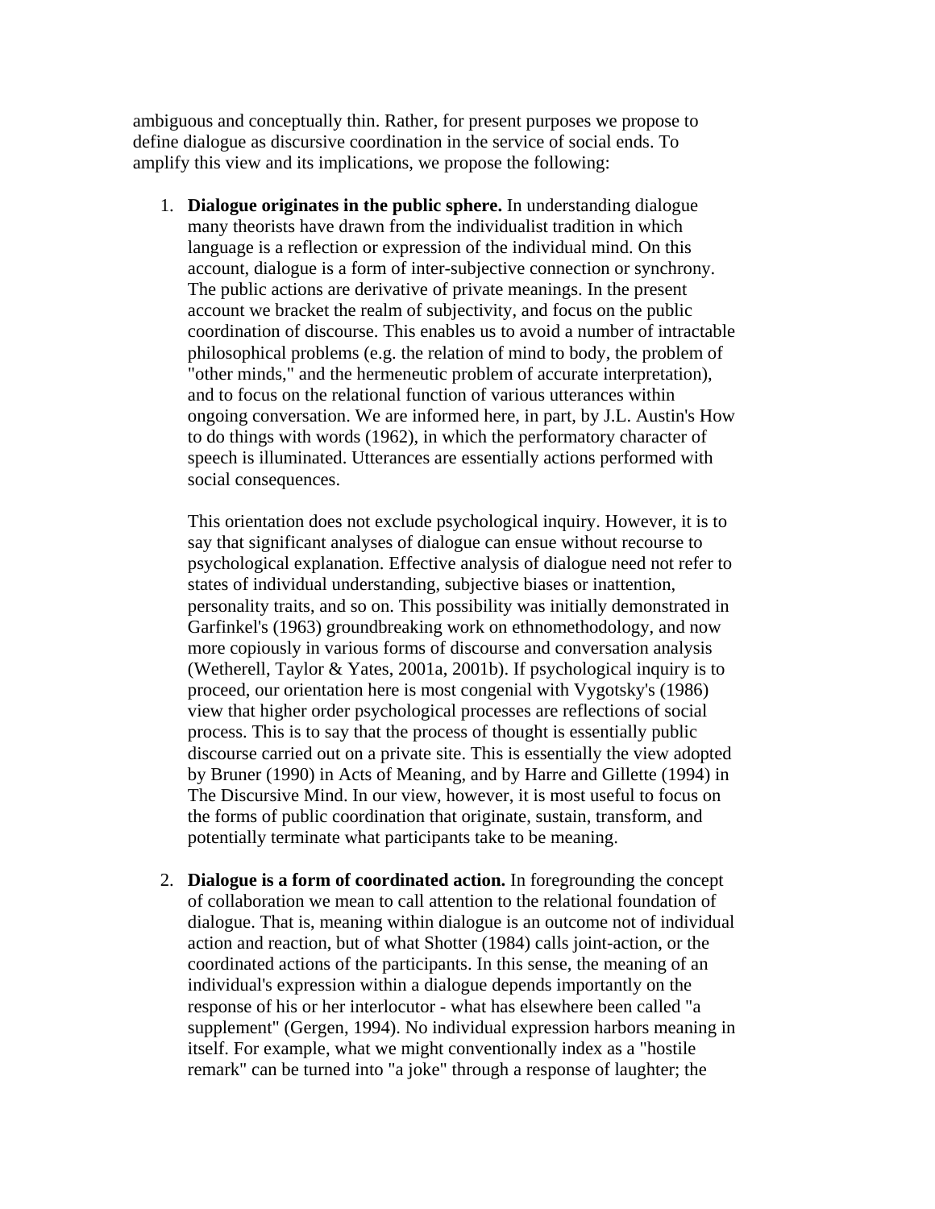ambiguous and conceptually thin. Rather, for present purposes we propose to define dialogue as discursive coordination in the service of social ends. To amplify this view and its implications, we propose the following:

1. **Dialogue originates in the public sphere.** In understanding dialogue many theorists have drawn from the individualist tradition in which language is a reflection or expression of the individual mind. On this account, dialogue is a form of inter-subjective connection or synchrony. The public actions are derivative of private meanings. In the present account we bracket the realm of subjectivity, and focus on the public coordination of discourse. This enables us to avoid a number of intractable philosophical problems (e.g. the relation of mind to body, the problem of "other minds," and the hermeneutic problem of accurate interpretation), and to focus on the relational function of various utterances within ongoing conversation. We are informed here, in part, by J.L. Austin's How to do things with words (1962), in which the performatory character of speech is illuminated. Utterances are essentially actions performed with social consequences.

   This orientation does not exclude psychological inquiry. However, it is to say that significant analyses of dialogue can ensue without recourse to psychological explanation. Effective analysis of dialogue need not refer to states of individual understanding, subjective biases or inattention, personality traits, and so on. This possibility was initially demonstrated in Garfinkel's (1963) groundbreaking work on ethnomethodology, and now more copiously in various forms of discourse and conversation analysis (Wetherell, Taylor & Yates, 2001a, 2001b). If psychological inquiry is to proceed, our orientation here is most congenial with Vygotsky's (1986) view that higher order psychological processes are reflections of social process. This is to say that the process of thought is essentially public discourse carried out on a private site. This is essentially the view adopted by Bruner (1990) in Acts of Meaning, and by Harre and Gillette (1994) in The Discursive Mind. In our view, however, it is most useful to focus on the forms of public coordination that originate, sustain, transform, and potentially terminate what participants take to be meaning.

2. **Dialogue is a form of coordinated action.** In foregrounding the concept of collaboration we mean to call attention to the relational foundation of dialogue. That is, meaning within dialogue is an outcome not of individual action and reaction, but of what Shotter (1984) calls joint-action, or the coordinated actions of the participants. In this sense, the meaning of an individual's expression within a dialogue depends importantly on the response of his or her interlocutor - what has elsewhere been called "a supplement" (Gergen, 1994). No individual expression harbors meaning in itself. For example, what we might conventionally index as a "hostile remark" can be turned into "a joke" through a response of laughter; the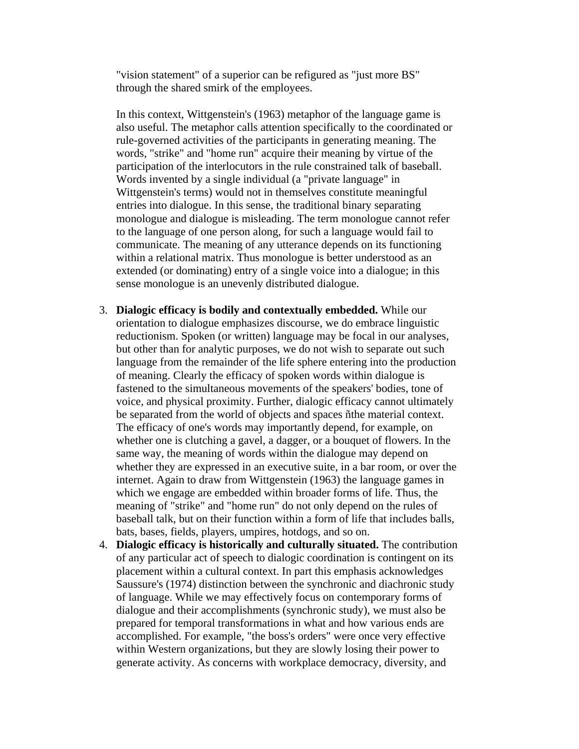"vision statement" of a superior can be refigured as "just more BS" through the shared smirk of the employees.

In this context, Wittgenstein's (1963) metaphor of the language game is also useful. The metaphor calls attention specifically to the coordinated or rule-governed activities of the participants in generating meaning. The words, "strike" and "home run" acquire their meaning by virtue of the participation of the interlocutors in the rule constrained talk of baseball. Words invented by a single individual (a "private language" in Wittgenstein's terms) would not in themselves constitute meaningful entries into dialogue. In this sense, the traditional binary separating monologue and dialogue is misleading. The term monologue cannot refer to the language of one person along, for such a language would fail to communicate. The meaning of any utterance depends on its functioning within a relational matrix. Thus monologue is better understood as an extended (or dominating) entry of a single voice into a dialogue; in this sense monologue is an unevenly distributed dialogue.

3. **Dialogic efficacy is bodily and contextually embedded.** While our orientation to dialogue emphasizes discourse, we do embrace linguistic reductionism. Spoken (or written) language may be focal in our analyses, but other than for analytic purposes, we do not wish to separate out such language from the remainder of the life sphere entering into the production of meaning. Clearly the efficacy of spoken words within dialogue is fastened to the simultaneous movements of the speakers' bodies, tone of voice, and physical proximity. Further, dialogic efficacy cannot ultimately be separated from the world of objects and spaces ñthe material context. The efficacy of one's words may importantly depend, for example, on whether one is clutching a gavel, a dagger, or a bouquet of flowers. In the same way, the meaning of words within the dialogue may depend on whether they are expressed in an executive suite, in a bar room, or over the internet. Again to draw from Wittgenstein (1963) the language games in which we engage are embedded within broader forms of life. Thus, the meaning of "strike" and "home run" do not only depend on the rules of baseball talk, but on their function within a form of life that includes balls, bats, bases, fields, players, umpires, hotdogs, and so on.
4. **Dialogic efficacy is historically and culturally situated.** The contribution of any particular act of speech to dialogic coordination is contingent on its placement within a cultural context. In part this emphasis acknowledges Saussure's (1974) distinction between the synchronic and diachronic study of language. While we may effectively focus on contemporary forms of dialogue and their accomplishments (synchronic study), we must also be prepared for temporal transformations in what and how various ends are accomplished. For example, "the boss's orders" were once very effective within Western organizations, but they are slowly losing their power to generate activity. As concerns with workplace democracy, diversity, and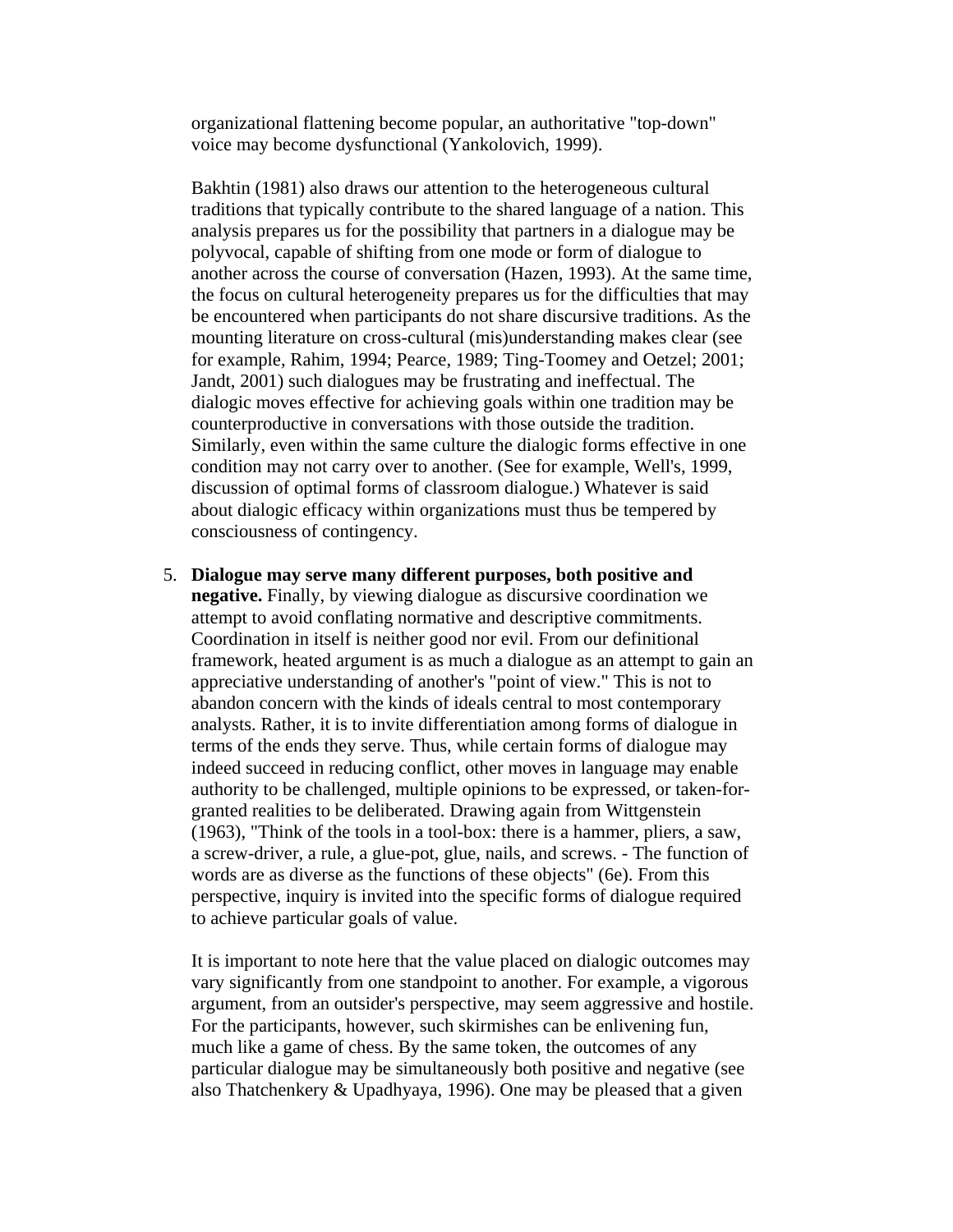organizational flattening become popular, an authoritative "top-down" voice may become dysfunctional (Yankolovich, 1999).

Bakhtin (1981) also draws our attention to the heterogeneous cultural traditions that typically contribute to the shared language of a nation. This analysis prepares us for the possibility that partners in a dialogue may be polyvocal, capable of shifting from one mode or form of dialogue to another across the course of conversation (Hazen, 1993). At the same time, the focus on cultural heterogeneity prepares us for the difficulties that may be encountered when participants do not share discursive traditions. As the mounting literature on cross-cultural (mis)understanding makes clear (see for example, Rahim, 1994; Pearce, 1989; Ting-Toomey and Oetzel; 2001; Jandt, 2001) such dialogues may be frustrating and ineffectual. The dialogic moves effective for achieving goals within one tradition may be counterproductive in conversations with those outside the tradition. Similarly, even within the same culture the dialogic forms effective in one condition may not carry over to another. (See for example, Well's, 1999, discussion of optimal forms of classroom dialogue.) Whatever is said about dialogic efficacy within organizations must thus be tempered by consciousness of contingency.

5. **Dialogue may serve many different purposes, both positive and negative.** Finally, by viewing dialogue as discursive coordination we attempt to avoid conflating normative and descriptive commitments. Coordination in itself is neither good nor evil. From our definitional framework, heated argument is as much a dialogue as an attempt to gain an appreciative understanding of another's "point of view." This is not to abandon concern with the kinds of ideals central to most contemporary analysts. Rather, it is to invite differentiation among forms of dialogue in terms of the ends they serve. Thus, while certain forms of dialogue may indeed succeed in reducing conflict, other moves in language may enable authority to be challenged, multiple opinions to be expressed, or taken-for-granted realities to be deliberated. Drawing again from Wittgenstein (1963), "Think of the tools in a tool-box: there is a hammer, pliers, a saw, a screw-driver, a rule, a glue-pot, glue, nails, and screws. - The function of words are as diverse as the functions of these objects" (6e). From this perspective, inquiry is invited into the specific forms of dialogue required to achieve particular goals of value.

   It is important to note here that the value placed on dialogic outcomes may vary significantly from one standpoint to another. For example, a vigorous argument, from an outsider's perspective, may seem aggressive and hostile. For the participants, however, such skirmishes can be enlivening fun, much like a game of chess. By the same token, the outcomes of any particular dialogue may be simultaneously both positive and negative (see also Thatchenkery & Upadhyaya, 1996). One may be pleased that a given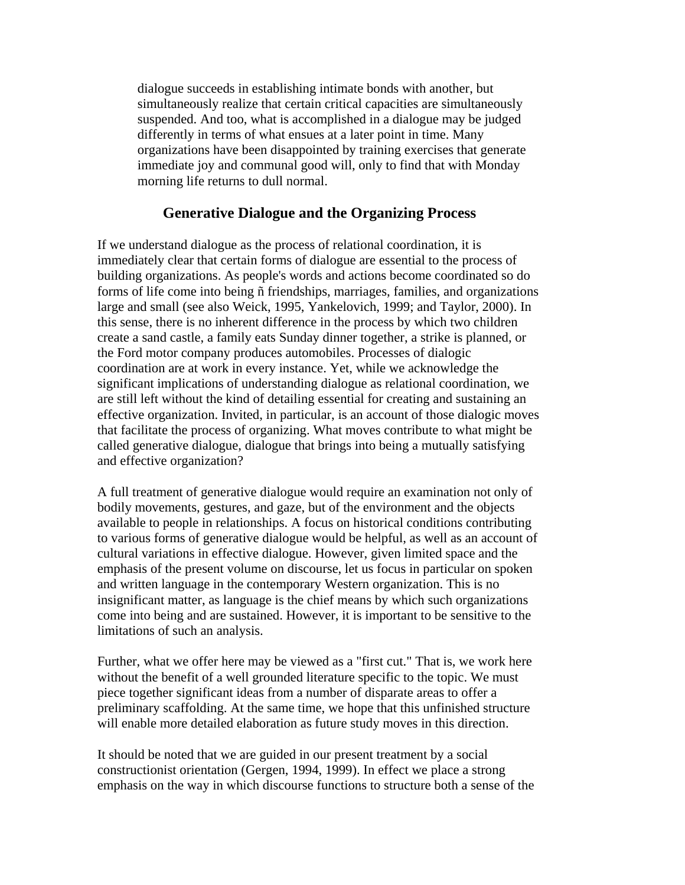dialogue succeeds in establishing intimate bonds with another, but simultaneously realize that certain critical capacities are simultaneously suspended. And too, what is accomplished in a dialogue may be judged differently in terms of what ensues at a later point in time. Many organizations have been disappointed by training exercises that generate immediate joy and communal good will, only to find that with Monday morning life returns to dull normal.

## Generative Dialogue and the Organizing Process

If we understand dialogue as the process of relational coordination, it is immediately clear that certain forms of dialogue are essential to the process of building organizations. As people's words and actions become coordinated so do forms of life come into being ñ friendships, marriages, families, and organizations large and small (see also Weick, 1995, Yankelovich, 1999; and Taylor, 2000). In this sense, there is no inherent difference in the process by which two children create a sand castle, a family eats Sunday dinner together, a strike is planned, or the Ford motor company produces automobiles. Processes of dialogic coordination are at work in every instance. Yet, while we acknowledge the significant implications of understanding dialogue as relational coordination, we are still left without the kind of detailing essential for creating and sustaining an effective organization. Invited, in particular, is an account of those dialogic moves that facilitate the process of organizing. What moves contribute to what might be called generative dialogue, dialogue that brings into being a mutually satisfying and effective organization?

A full treatment of generative dialogue would require an examination not only of bodily movements, gestures, and gaze, but of the environment and the objects available to people in relationships. A focus on historical conditions contributing to various forms of generative dialogue would be helpful, as well as an account of cultural variations in effective dialogue. However, given limited space and the emphasis of the present volume on discourse, let us focus in particular on spoken and written language in the contemporary Western organization. This is no insignificant matter, as language is the chief means by which such organizations come into being and are sustained. However, it is important to be sensitive to the limitations of such an analysis.

Further, what we offer here may be viewed as a "first cut." That is, we work here without the benefit of a well grounded literature specific to the topic. We must piece together significant ideas from a number of disparate areas to offer a preliminary scaffolding. At the same time, we hope that this unfinished structure will enable more detailed elaboration as future study moves in this direction.

It should be noted that we are guided in our present treatment by a social constructionist orientation (Gergen, 1994, 1999). In effect we place a strong emphasis on the way in which discourse functions to structure both a sense of the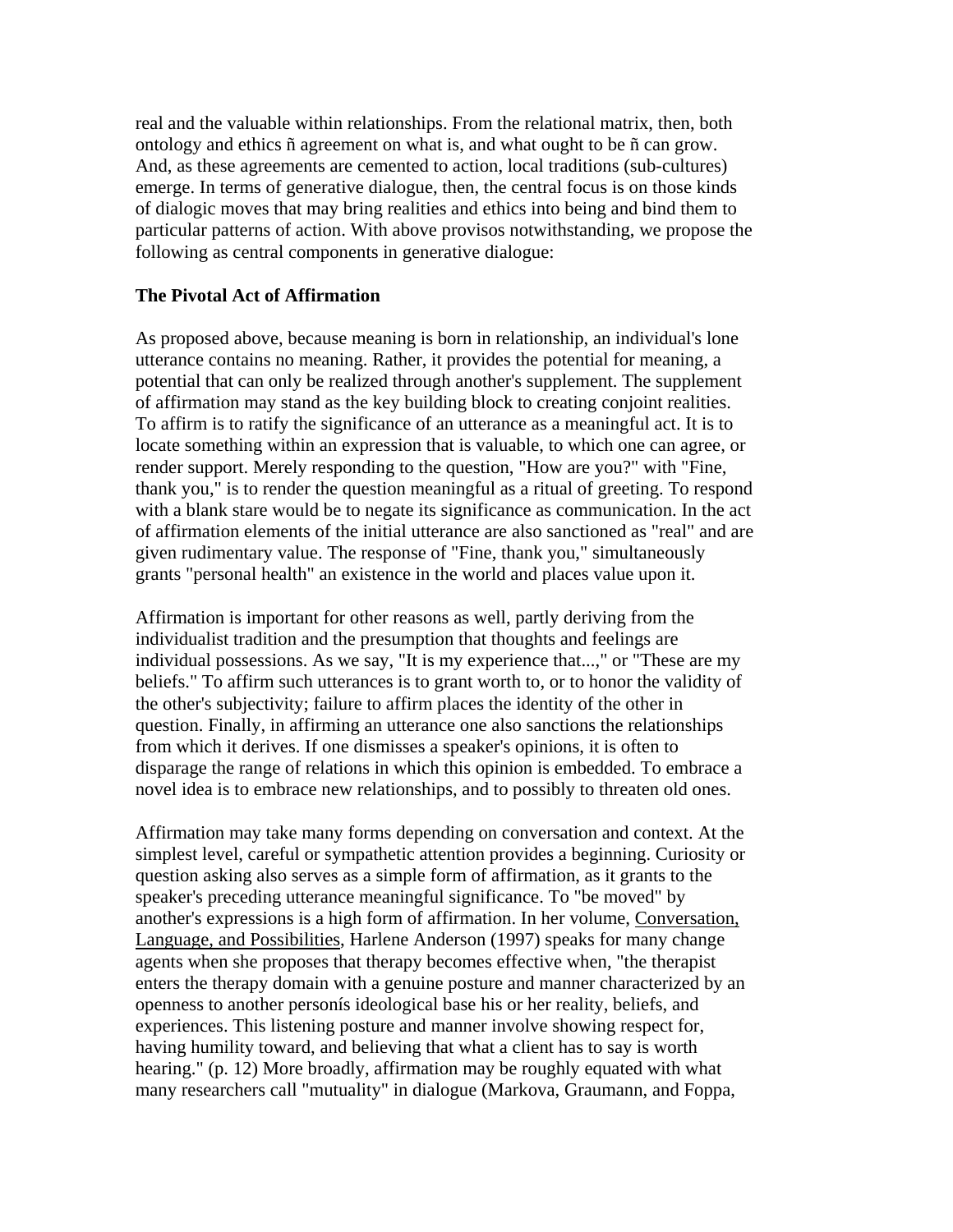real and the valuable within relationships. From the relational matrix, then, both ontology and ethics ñ agreement on what is, and what ought to be ñ can grow. And, as these agreements are cemented to action, local traditions (sub-cultures) emerge. In terms of generative dialogue, then, the central focus is on those kinds of dialogic moves that may bring realities and ethics into being and bind them to particular patterns of action. With above provisos notwithstanding, we propose the following as central components in generative dialogue:

**The Pivotal Act of Affirmation**

As proposed above, because meaning is born in relationship, an individual's lone utterance contains no meaning. Rather, it provides the potential for meaning, a potential that can only be realized through another's supplement. The supplement of affirmation may stand as the key building block to creating conjoint realities. To affirm is to ratify the significance of an utterance as a meaningful act. It is to locate something within an expression that is valuable, to which one can agree, or render support. Merely responding to the question, "How are you?" with "Fine, thank you," is to render the question meaningful as a ritual of greeting. To respond with a blank stare would be to negate its significance as communication. In the act of affirmation elements of the initial utterance are also sanctioned as "real" and are given rudimentary value. The response of "Fine, thank you," simultaneously grants "personal health" an existence in the world and places value upon it.

Affirmation is important for other reasons as well, partly deriving from the individualist tradition and the presumption that thoughts and feelings are individual possessions. As we say, "It is my experience that...," or "These are my beliefs." To affirm such utterances is to grant worth to, or to honor the validity of the other's subjectivity; failure to affirm places the identity of the other in question. Finally, in affirming an utterance one also sanctions the relationships from which it derives. If one dismisses a speaker's opinions, it is often to disparage the range of relations in which this opinion is embedded. To embrace a novel idea is to embrace new relationships, and to possibly to threaten old ones.

Affirmation may take many forms depending on conversation and context. At the simplest level, careful or sympathetic attention provides a beginning. Curiosity or question asking also serves as a simple form of affirmation, as it grants to the speaker's preceding utterance meaningful significance. To "be moved" by another's expressions is a high form of affirmation. In her volume, Conversation, Language, and Possibilities, Harlene Anderson (1997) speaks for many change agents when she proposes that therapy becomes effective when, "the therapist enters the therapy domain with a genuine posture and manner characterized by an openness to another personís ideological base his or her reality, beliefs, and experiences. This listening posture and manner involve showing respect for, having humility toward, and believing that what a client has to say is worth hearing." (p. 12) More broadly, affirmation may be roughly equated with what many researchers call "mutuality" in dialogue (Markova, Graumann, and Foppa,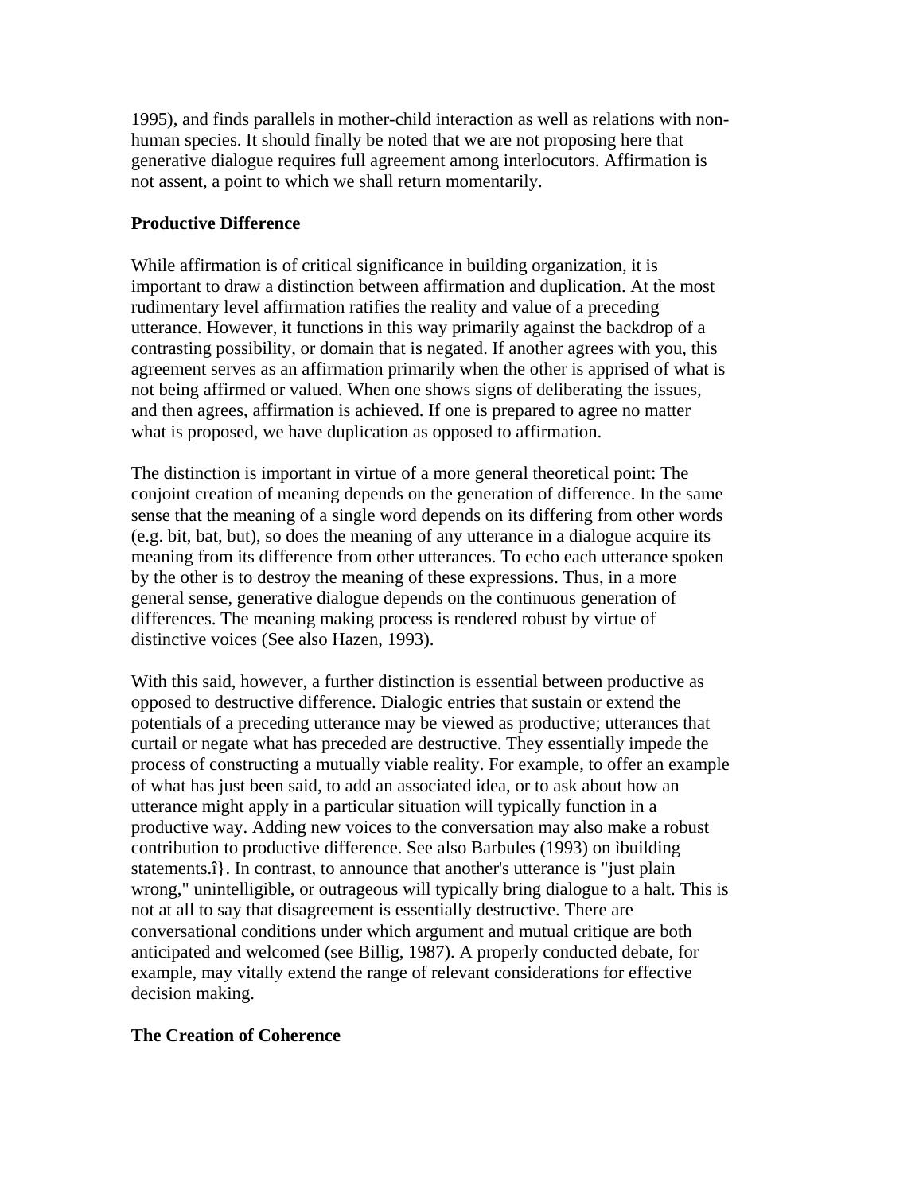1995), and finds parallels in mother-child interaction as well as relations with non-human species. It should finally be noted that we are not proposing here that generative dialogue requires full agreement among interlocutors. Affirmation is not assent, a point to which we shall return momentarily.

**Productive Difference**

While affirmation is of critical significance in building organization, it is important to draw a distinction between affirmation and duplication. At the most rudimentary level affirmation ratifies the reality and value of a preceding utterance. However, it functions in this way primarily against the backdrop of a contrasting possibility, or domain that is negated. If another agrees with you, this agreement serves as an affirmation primarily when the other is apprised of what is not being affirmed or valued. When one shows signs of deliberating the issues, and then agrees, affirmation is achieved. If one is prepared to agree no matter what is proposed, we have duplication as opposed to affirmation.

The distinction is important in virtue of a more general theoretical point: The conjoint creation of meaning depends on the generation of difference. In the same sense that the meaning of a single word depends on its differing from other words (e.g. bit, bat, but), so does the meaning of any utterance in a dialogue acquire its meaning from its difference from other utterances. To echo each utterance spoken by the other is to destroy the meaning of these expressions. Thus, in a more general sense, generative dialogue depends on the continuous generation of differences. The meaning making process is rendered robust by virtue of distinctive voices (See also Hazen, 1993).

With this said, however, a further distinction is essential between productive as opposed to destructive difference. Dialogic entries that sustain or extend the potentials of a preceding utterance may be viewed as productive; utterances that curtail or negate what has preceded are destructive. They essentially impede the process of constructing a mutually viable reality. For example, to offer an example of what has just been said, to add an associated idea, or to ask about how an utterance might apply in a particular situation will typically function in a productive way. Adding new voices to the conversation may also make a robust contribution to productive difference. See also Barbules (1993) on ìbuilding statements.î}. In contrast, to announce that another's utterance is "just plain wrong," unintelligible, or outrageous will typically bring dialogue to a halt. This is not at all to say that disagreement is essentially destructive. There are conversational conditions under which argument and mutual critique are both anticipated and welcomed (see Billig, 1987). A properly conducted debate, for example, may vitally extend the range of relevant considerations for effective decision making.

**The Creation of Coherence**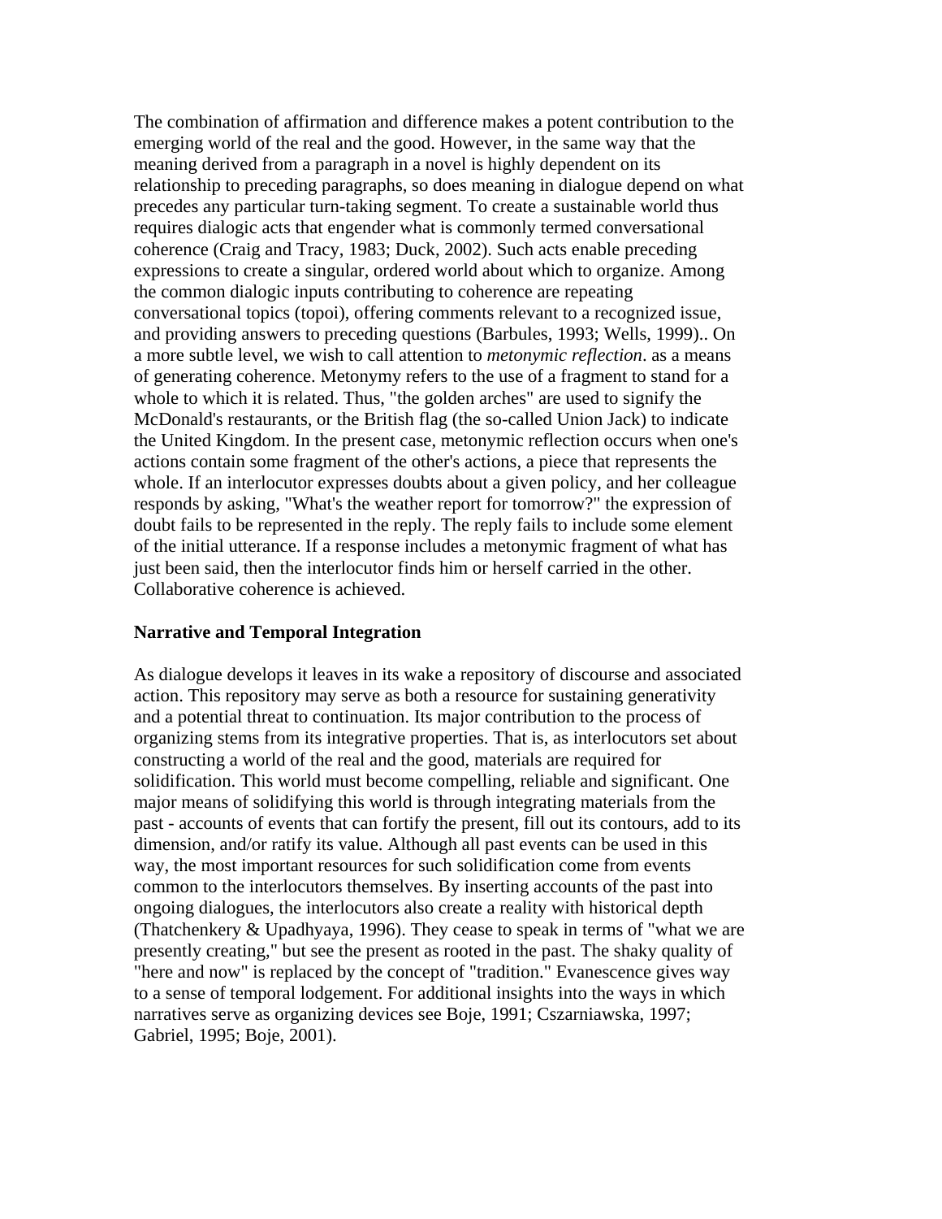The combination of affirmation and difference makes a potent contribution to the emerging world of the real and the good. However, in the same way that the meaning derived from a paragraph in a novel is highly dependent on its relationship to preceding paragraphs, so does meaning in dialogue depend on what precedes any particular turn-taking segment. To create a sustainable world thus requires dialogic acts that engender what is commonly termed conversational coherence (Craig and Tracy, 1983; Duck, 2002). Such acts enable preceding expressions to create a singular, ordered world about which to organize. Among the common dialogic inputs contributing to coherence are repeating conversational topics (topoi), offering comments relevant to a recognized issue, and providing answers to preceding questions (Barbules, 1993; Wells, 1999).. On a more subtle level, we wish to call attention to *metonymic reflection*. as a means of generating coherence. Metonymy refers to the use of a fragment to stand for a whole to which it is related. Thus, "the golden arches" are used to signify the McDonald's restaurants, or the British flag (the so-called Union Jack) to indicate the United Kingdom. In the present case, metonymic reflection occurs when one's actions contain some fragment of the other's actions, a piece that represents the whole. If an interlocutor expresses doubts about a given policy, and her colleague responds by asking, "What's the weather report for tomorrow?" the expression of doubt fails to be represented in the reply. The reply fails to include some element of the initial utterance. If a response includes a metonymic fragment of what has just been said, then the interlocutor finds him or herself carried in the other. Collaborative coherence is achieved.

**Narrative and Temporal Integration**

As dialogue develops it leaves in its wake a repository of discourse and associated action. This repository may serve as both a resource for sustaining generativity and a potential threat to continuation. Its major contribution to the process of organizing stems from its integrative properties. That is, as interlocutors set about constructing a world of the real and the good, materials are required for solidification. This world must become compelling, reliable and significant. One major means of solidifying this world is through integrating materials from the past - accounts of events that can fortify the present, fill out its contours, add to its dimension, and/or ratify its value. Although all past events can be used in this way, the most important resources for such solidification come from events common to the interlocutors themselves. By inserting accounts of the past into ongoing dialogues, the interlocutors also create a reality with historical depth (Thatchenkery & Upadhyaya, 1996). They cease to speak in terms of "what we are presently creating," but see the present as rooted in the past. The shaky quality of "here and now" is replaced by the concept of "tradition." Evanescence gives way to a sense of temporal lodgement. For additional insights into the ways in which narratives serve as organizing devices see Boje, 1991; Cszarniawska, 1997; Gabriel, 1995; Boje, 2001).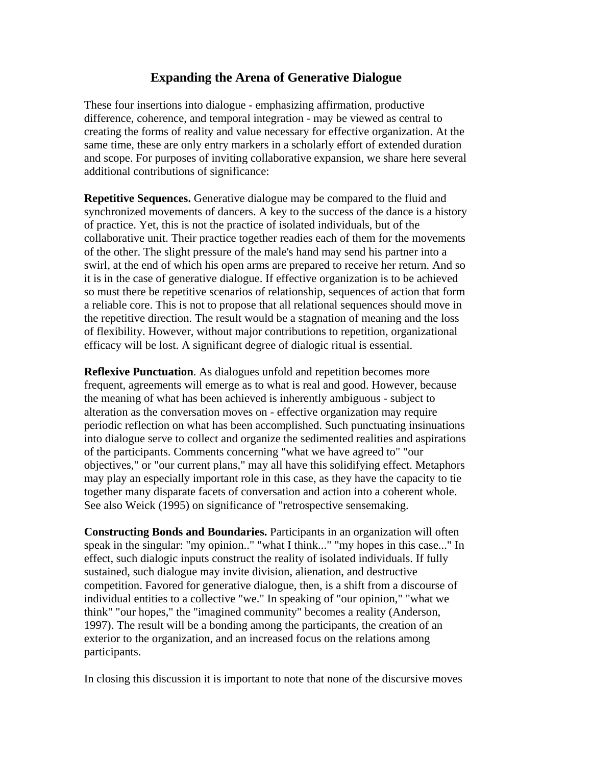## Expanding the Arena of Generative Dialogue

These four insertions into dialogue - emphasizing affirmation, productive difference, coherence, and temporal integration - may be viewed as central to creating the forms of reality and value necessary for effective organization. At the same time, these are only entry markers in a scholarly effort of extended duration and scope. For purposes of inviting collaborative expansion, we share here several additional contributions of significance:

**Repetitive Sequences.** Generative dialogue may be compared to the fluid and synchronized movements of dancers. A key to the success of the dance is a history of practice. Yet, this is not the practice of isolated individuals, but of the collaborative unit. Their practice together readies each of them for the movements of the other. The slight pressure of the male's hand may send his partner into a swirl, at the end of which his open arms are prepared to receive her return. And so it is in the case of generative dialogue. If effective organization is to be achieved so must there be repetitive scenarios of relationship, sequences of action that form a reliable core. This is not to propose that all relational sequences should move in the repetitive direction. The result would be a stagnation of meaning and the loss of flexibility. However, without major contributions to repetition, organizational efficacy will be lost. A significant degree of dialogic ritual is essential.

**Reflexive Punctuation**. As dialogues unfold and repetition becomes more frequent, agreements will emerge as to what is real and good. However, because the meaning of what has been achieved is inherently ambiguous - subject to alteration as the conversation moves on - effective organization may require periodic reflection on what has been accomplished. Such punctuating insinuations into dialogue serve to collect and organize the sedimented realities and aspirations of the participants. Comments concerning "what we have agreed to" "our objectives," or "our current plans," may all have this solidifying effect. Metaphors may play an especially important role in this case, as they have the capacity to tie together many disparate facets of conversation and action into a coherent whole. See also Weick (1995) on significance of "retrospective sensemaking.

**Constructing Bonds and Boundaries.** Participants in an organization will often speak in the singular: "my opinion.." "what I think..." "my hopes in this case..." In effect, such dialogic inputs construct the reality of isolated individuals. If fully sustained, such dialogue may invite division, alienation, and destructive competition. Favored for generative dialogue, then, is a shift from a discourse of individual entities to a collective "we." In speaking of "our opinion," "what we think" "our hopes," the "imagined community" becomes a reality (Anderson, 1997). The result will be a bonding among the participants, the creation of an exterior to the organization, and an increased focus on the relations among participants.

In closing this discussion it is important to note that none of the discursive moves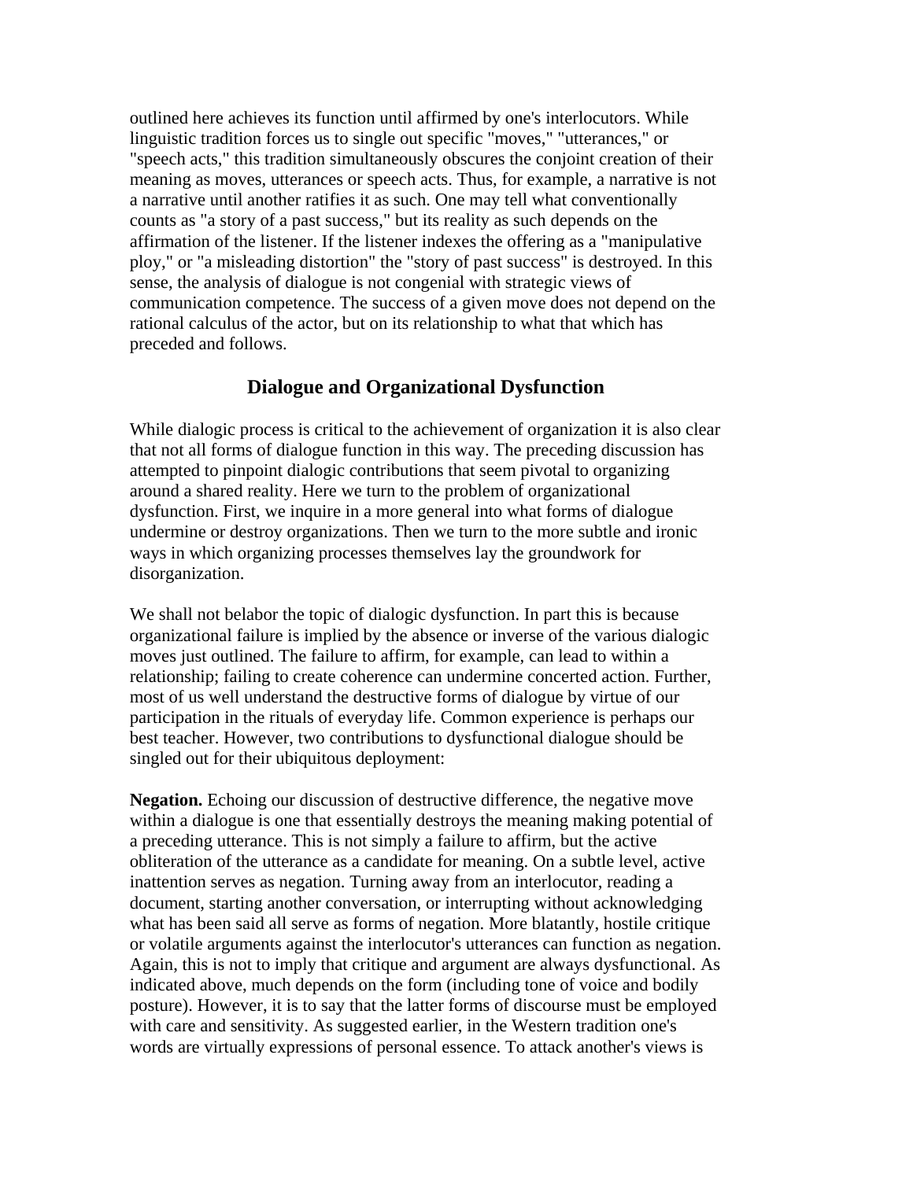outlined here achieves its function until affirmed by one's interlocutors. While linguistic tradition forces us to single out specific "moves," "utterances," or "speech acts," this tradition simultaneously obscures the conjoint creation of their meaning as moves, utterances or speech acts. Thus, for example, a narrative is not a narrative until another ratifies it as such. One may tell what conventionally counts as "a story of a past success," but its reality as such depends on the affirmation of the listener. If the listener indexes the offering as a "manipulative ploy," or "a misleading distortion" the "story of past success" is destroyed. In this sense, the analysis of dialogue is not congenial with strategic views of communication competence. The success of a given move does not depend on the rational calculus of the actor, but on its relationship to what that which has preceded and follows.

## Dialogue and Organizational Dysfunction

While dialogic process is critical to the achievement of organization it is also clear that not all forms of dialogue function in this way. The preceding discussion has attempted to pinpoint dialogic contributions that seem pivotal to organizing around a shared reality. Here we turn to the problem of organizational dysfunction. First, we inquire in a more general into what forms of dialogue undermine or destroy organizations. Then we turn to the more subtle and ironic ways in which organizing processes themselves lay the groundwork for disorganization.

We shall not belabor the topic of dialogic dysfunction. In part this is because organizational failure is implied by the absence or inverse of the various dialogic moves just outlined. The failure to affirm, for example, can lead to within a relationship; failing to create coherence can undermine concerted action. Further, most of us well understand the destructive forms of dialogue by virtue of our participation in the rituals of everyday life. Common experience is perhaps our best teacher. However, two contributions to dysfunctional dialogue should be singled out for their ubiquitous deployment:

**Negation.** Echoing our discussion of destructive difference, the negative move within a dialogue is one that essentially destroys the meaning making potential of a preceding utterance. This is not simply a failure to affirm, but the active obliteration of the utterance as a candidate for meaning. On a subtle level, active inattention serves as negation. Turning away from an interlocutor, reading a document, starting another conversation, or interrupting without acknowledging what has been said all serve as forms of negation. More blatantly, hostile critique or volatile arguments against the interlocutor's utterances can function as negation. Again, this is not to imply that critique and argument are always dysfunctional. As indicated above, much depends on the form (including tone of voice and bodily posture). However, it is to say that the latter forms of discourse must be employed with care and sensitivity. As suggested earlier, in the Western tradition one's words are virtually expressions of personal essence. To attack another's views is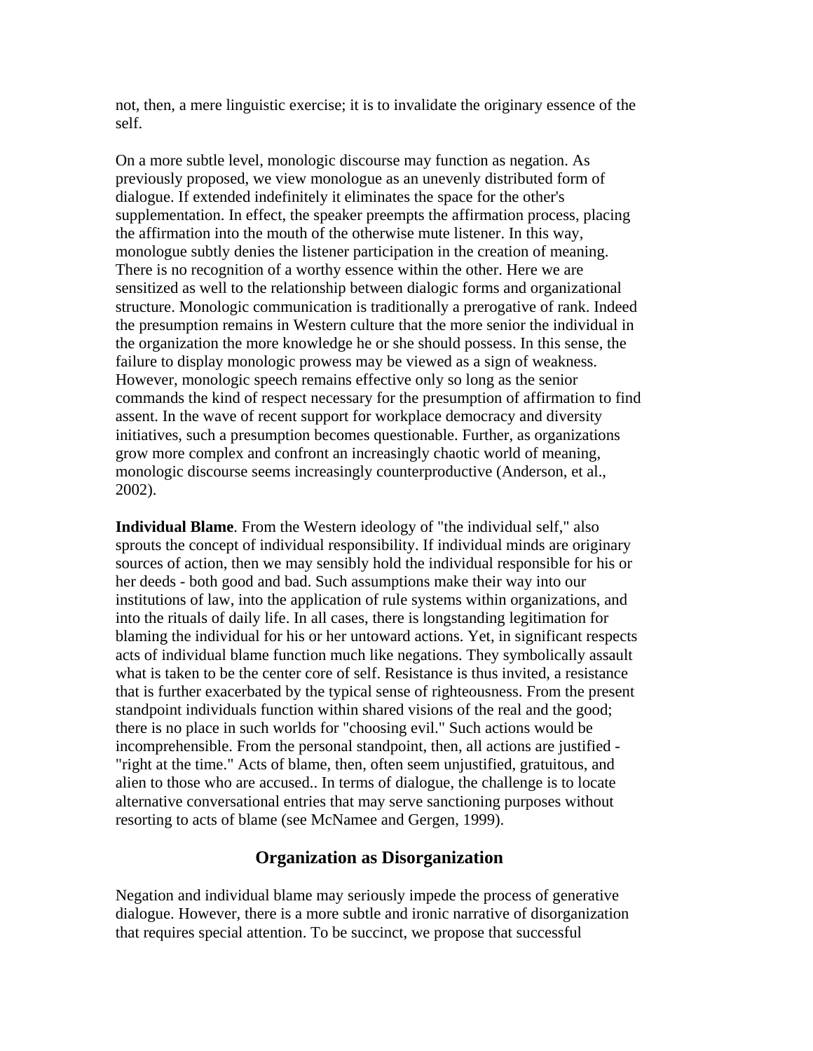not, then, a mere linguistic exercise; it is to invalidate the originary essence of the self.

On a more subtle level, monologic discourse may function as negation. As previously proposed, we view monologue as an unevenly distributed form of dialogue. If extended indefinitely it eliminates the space for the other's supplementation. In effect, the speaker preempts the affirmation process, placing the affirmation into the mouth of the otherwise mute listener. In this way, monologue subtly denies the listener participation in the creation of meaning. There is no recognition of a worthy essence within the other. Here we are sensitized as well to the relationship between dialogic forms and organizational structure. Monologic communication is traditionally a prerogative of rank. Indeed the presumption remains in Western culture that the more senior the individual in the organization the more knowledge he or she should possess. In this sense, the failure to display monologic prowess may be viewed as a sign of weakness. However, monologic speech remains effective only so long as the senior commands the kind of respect necessary for the presumption of affirmation to find assent. In the wave of recent support for workplace democracy and diversity initiatives, such a presumption becomes questionable. Further, as organizations grow more complex and confront an increasingly chaotic world of meaning, monologic discourse seems increasingly counterproductive (Anderson, et al., 2002).

**Individual Blame**. From the Western ideology of "the individual self," also sprouts the concept of individual responsibility. If individual minds are originary sources of action, then we may sensibly hold the individual responsible for his or her deeds - both good and bad. Such assumptions make their way into our institutions of law, into the application of rule systems within organizations, and into the rituals of daily life. In all cases, there is longstanding legitimation for blaming the individual for his or her untoward actions. Yet, in significant respects acts of individual blame function much like negations. They symbolically assault what is taken to be the center core of self. Resistance is thus invited, a resistance that is further exacerbated by the typical sense of righteousness. From the present standpoint individuals function within shared visions of the real and the good; there is no place in such worlds for "choosing evil." Such actions would be incomprehensible. From the personal standpoint, then, all actions are justified - "right at the time." Acts of blame, then, often seem unjustified, gratuitous, and alien to those who are accused.. In terms of dialogue, the challenge is to locate alternative conversational entries that may serve sanctioning purposes without resorting to acts of blame (see McNamee and Gergen, 1999).

## Organization as Disorganization

Negation and individual blame may seriously impede the process of generative dialogue. However, there is a more subtle and ironic narrative of disorganization that requires special attention. To be succinct, we propose that successful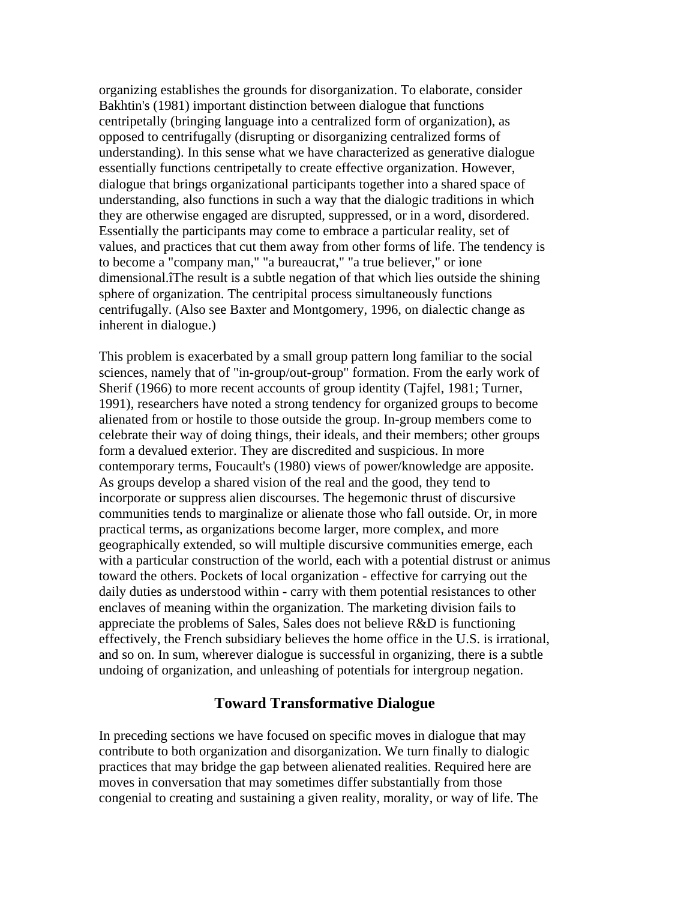organizing establishes the grounds for disorganization. To elaborate, consider Bakhtin's (1981) important distinction between dialogue that functions centripetally (bringing language into a centralized form of organization), as opposed to centrifugally (disrupting or disorganizing centralized forms of understanding). In this sense what we have characterized as generative dialogue essentially functions centripetally to create effective organization. However, dialogue that brings organizational participants together into a shared space of understanding, also functions in such a way that the dialogic traditions in which they are otherwise engaged are disrupted, suppressed, or in a word, disordered. Essentially the participants may come to embrace a particular reality, set of values, and practices that cut them away from other forms of life. The tendency is to become a "company man," "a bureaucrat," "a true believer," or ìone dimensional.îThe result is a subtle negation of that which lies outside the shining sphere of organization. The centripital process simultaneously functions centrifugally. (Also see Baxter and Montgomery, 1996, on dialectic change as inherent in dialogue.)

This problem is exacerbated by a small group pattern long familiar to the social sciences, namely that of "in-group/out-group" formation. From the early work of Sherif (1966) to more recent accounts of group identity (Tajfel, 1981; Turner, 1991), researchers have noted a strong tendency for organized groups to become alienated from or hostile to those outside the group. In-group members come to celebrate their way of doing things, their ideals, and their members; other groups form a devalued exterior. They are discredited and suspicious. In more contemporary terms, Foucault's (1980) views of power/knowledge are apposite. As groups develop a shared vision of the real and the good, they tend to incorporate or suppress alien discourses. The hegemonic thrust of discursive communities tends to marginalize or alienate those who fall outside. Or, in more practical terms, as organizations become larger, more complex, and more geographically extended, so will multiple discursive communities emerge, each with a particular construction of the world, each with a potential distrust or animus toward the others. Pockets of local organization - effective for carrying out the daily duties as understood within - carry with them potential resistances to other enclaves of meaning within the organization. The marketing division fails to appreciate the problems of Sales, Sales does not believe R&D is functioning effectively, the French subsidiary believes the home office in the U.S. is irrational, and so on. In sum, wherever dialogue is successful in organizing, there is a subtle undoing of organization, and unleashing of potentials for intergroup negation.

## Toward Transformative Dialogue

In preceding sections we have focused on specific moves in dialogue that may contribute to both organization and disorganization. We turn finally to dialogic practices that may bridge the gap between alienated realities. Required here are moves in conversation that may sometimes differ substantially from those congenial to creating and sustaining a given reality, morality, or way of life. The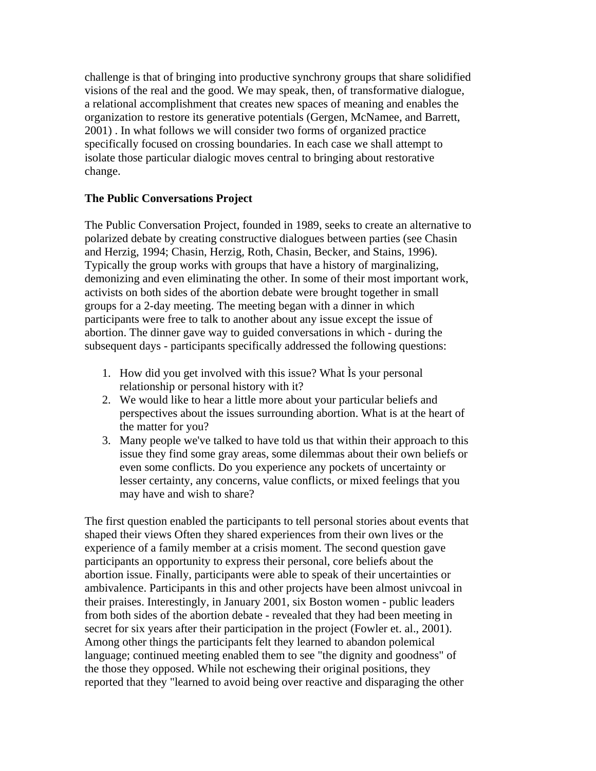challenge is that of bringing into productive synchrony groups that share solidified visions of the real and the good. We may speak, then, of transformative dialogue, a relational accomplishment that creates new spaces of meaning and enables the organization to restore its generative potentials (Gergen, McNamee, and Barrett, 2001) . In what follows we will consider two forms of organized practice specifically focused on crossing boundaries. In each case we shall attempt to isolate those particular dialogic moves central to bringing about restorative change.

**The Public Conversations Project**

The Public Conversation Project, founded in 1989, seeks to create an alternative to polarized debate by creating constructive dialogues between parties (see Chasin and Herzig, 1994; Chasin, Herzig, Roth, Chasin, Becker, and Stains, 1996). Typically the group works with groups that have a history of marginalizing, demonizing and even eliminating the other. In some of their most important work, activists on both sides of the abortion debate were brought together in small groups for a 2-day meeting. The meeting began with a dinner in which participants were free to talk to another about any issue except the issue of abortion. The dinner gave way to guided conversations in which - during the subsequent days - participants specifically addressed the following questions:

1. How did you get involved with this issue? What Ìs your personal relationship or personal history with it?
2. We would like to hear a little more about your particular beliefs and perspectives about the issues surrounding abortion. What is at the heart of the matter for you?
3. Many people we've talked to have told us that within their approach to this issue they find some gray areas, some dilemmas about their own beliefs or even some conflicts. Do you experience any pockets of uncertainty or lesser certainty, any concerns, value conflicts, or mixed feelings that you may have and wish to share?

The first question enabled the participants to tell personal stories about events that shaped their views Often they shared experiences from their own lives or the experience of a family member at a crisis moment. The second question gave participants an opportunity to express their personal, core beliefs about the abortion issue. Finally, participants were able to speak of their uncertainties or ambivalence. Participants in this and other projects have been almost univcoal in their praises. Interestingly, in January 2001, six Boston women - public leaders from both sides of the abortion debate - revealed that they had been meeting in secret for six years after their participation in the project (Fowler et. al., 2001). Among other things the participants felt they learned to abandon polemical language; continued meeting enabled them to see "the dignity and goodness" of the those they opposed. While not eschewing their original positions, they reported that they "learned to avoid being over reactive and disparaging the other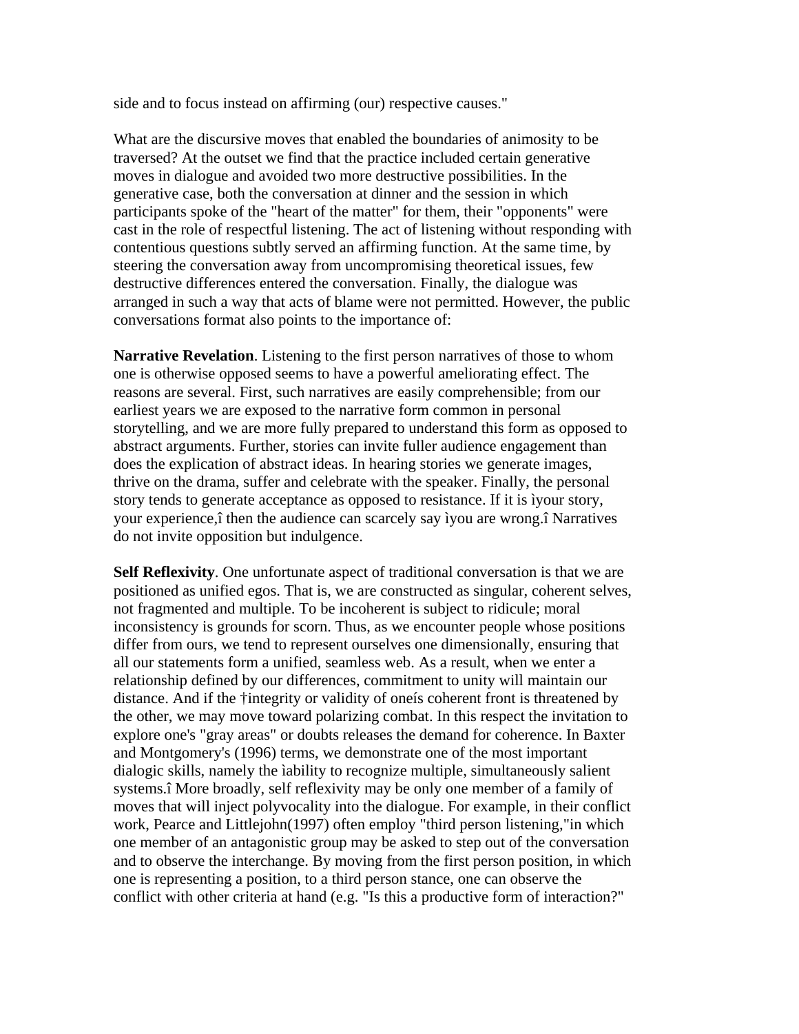side and to focus instead on affirming (our) respective causes."

What are the discursive moves that enabled the boundaries of animosity to be traversed? At the outset we find that the practice included certain generative moves in dialogue and avoided two more destructive possibilities. In the generative case, both the conversation at dinner and the session in which participants spoke of the "heart of the matter" for them, their "opponents" were cast in the role of respectful listening. The act of listening without responding with contentious questions subtly served an affirming function. At the same time, by steering the conversation away from uncompromising theoretical issues, few destructive differences entered the conversation. Finally, the dialogue was arranged in such a way that acts of blame were not permitted. However, the public conversations format also points to the importance of:

**Narrative Revelation**. Listening to the first person narratives of those to whom one is otherwise opposed seems to have a powerful ameliorating effect. The reasons are several. First, such narratives are easily comprehensible; from our earliest years we are exposed to the narrative form common in personal storytelling, and we are more fully prepared to understand this form as opposed to abstract arguments. Further, stories can invite fuller audience engagement than does the explication of abstract ideas. In hearing stories we generate images, thrive on the drama, suffer and celebrate with the speaker. Finally, the personal story tends to generate acceptance as opposed to resistance. If it is ìyour story, your experience,î then the audience can scarcely say ìyou are wrong.î Narratives do not invite opposition but indulgence.

**Self Reflexivity**. One unfortunate aspect of traditional conversation is that we are positioned as unified egos. That is, we are constructed as singular, coherent selves, not fragmented and multiple. To be incoherent is subject to ridicule; moral inconsistency is grounds for scorn. Thus, as we encounter people whose positions differ from ours, we tend to represent ourselves one dimensionally, ensuring that all our statements form a unified, seamless web. As a result, when we enter a relationship defined by our differences, commitment to unity will maintain our distance. And if the †integrity or validity of oneís coherent front is threatened by the other, we may move toward polarizing combat. In this respect the invitation to explore one's "gray areas" or doubts releases the demand for coherence. In Baxter and Montgomery's (1996) terms, we demonstrate one of the most important dialogic skills, namely the ìability to recognize multiple, simultaneously salient systems.î More broadly, self reflexivity may be only one member of a family of moves that will inject polyvocality into the dialogue. For example, in their conflict work, Pearce and Littlejohn(1997) often employ "third person listening,"in which one member of an antagonistic group may be asked to step out of the conversation and to observe the interchange. By moving from the first person position, in which one is representing a position, to a third person stance, one can observe the conflict with other criteria at hand (e.g. "Is this a productive form of interaction?"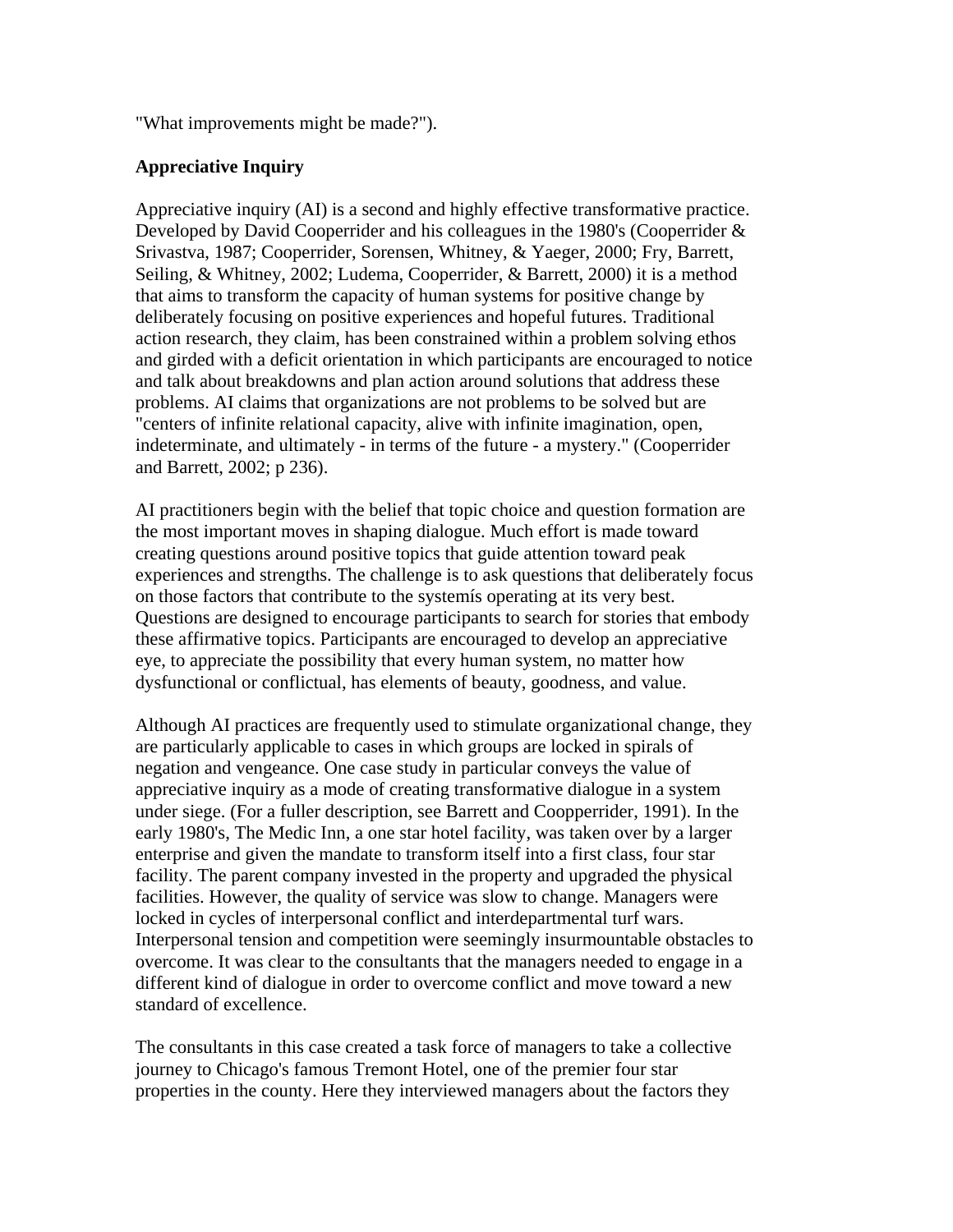"What improvements might be made?").

**Appreciative Inquiry**

Appreciative inquiry (AI) is a second and highly effective transformative practice. Developed by David Cooperrider and his colleagues in the 1980's (Cooperrider & Srivastva, 1987; Cooperrider, Sorensen, Whitney, & Yaeger, 2000; Fry, Barrett, Seiling, & Whitney, 2002; Ludema, Cooperrider, & Barrett, 2000) it is a method that aims to transform the capacity of human systems for positive change by deliberately focusing on positive experiences and hopeful futures. Traditional action research, they claim, has been constrained within a problem solving ethos and girded with a deficit orientation in which participants are encouraged to notice and talk about breakdowns and plan action around solutions that address these problems. AI claims that organizations are not problems to be solved but are "centers of infinite relational capacity, alive with infinite imagination, open, indeterminate, and ultimately - in terms of the future - a mystery." (Cooperrider and Barrett, 2002; p 236).

AI practitioners begin with the belief that topic choice and question formation are the most important moves in shaping dialogue. Much effort is made toward creating questions around positive topics that guide attention toward peak experiences and strengths. The challenge is to ask questions that deliberately focus on those factors that contribute to the systemís operating at its very best. Questions are designed to encourage participants to search for stories that embody these affirmative topics. Participants are encouraged to develop an appreciative eye, to appreciate the possibility that every human system, no matter how dysfunctional or conflictual, has elements of beauty, goodness, and value.

Although AI practices are frequently used to stimulate organizational change, they are particularly applicable to cases in which groups are locked in spirals of negation and vengeance. One case study in particular conveys the value of appreciative inquiry as a mode of creating transformative dialogue in a system under siege. (For a fuller description, see Barrett and Coopperrider, 1991). In the early 1980's, The Medic Inn, a one star hotel facility, was taken over by a larger enterprise and given the mandate to transform itself into a first class, four star facility. The parent company invested in the property and upgraded the physical facilities. However, the quality of service was slow to change. Managers were locked in cycles of interpersonal conflict and interdepartmental turf wars. Interpersonal tension and competition were seemingly insurmountable obstacles to overcome. It was clear to the consultants that the managers needed to engage in a different kind of dialogue in order to overcome conflict and move toward a new standard of excellence.

The consultants in this case created a task force of managers to take a collective journey to Chicago's famous Tremont Hotel, one of the premier four star properties in the county. Here they interviewed managers about the factors they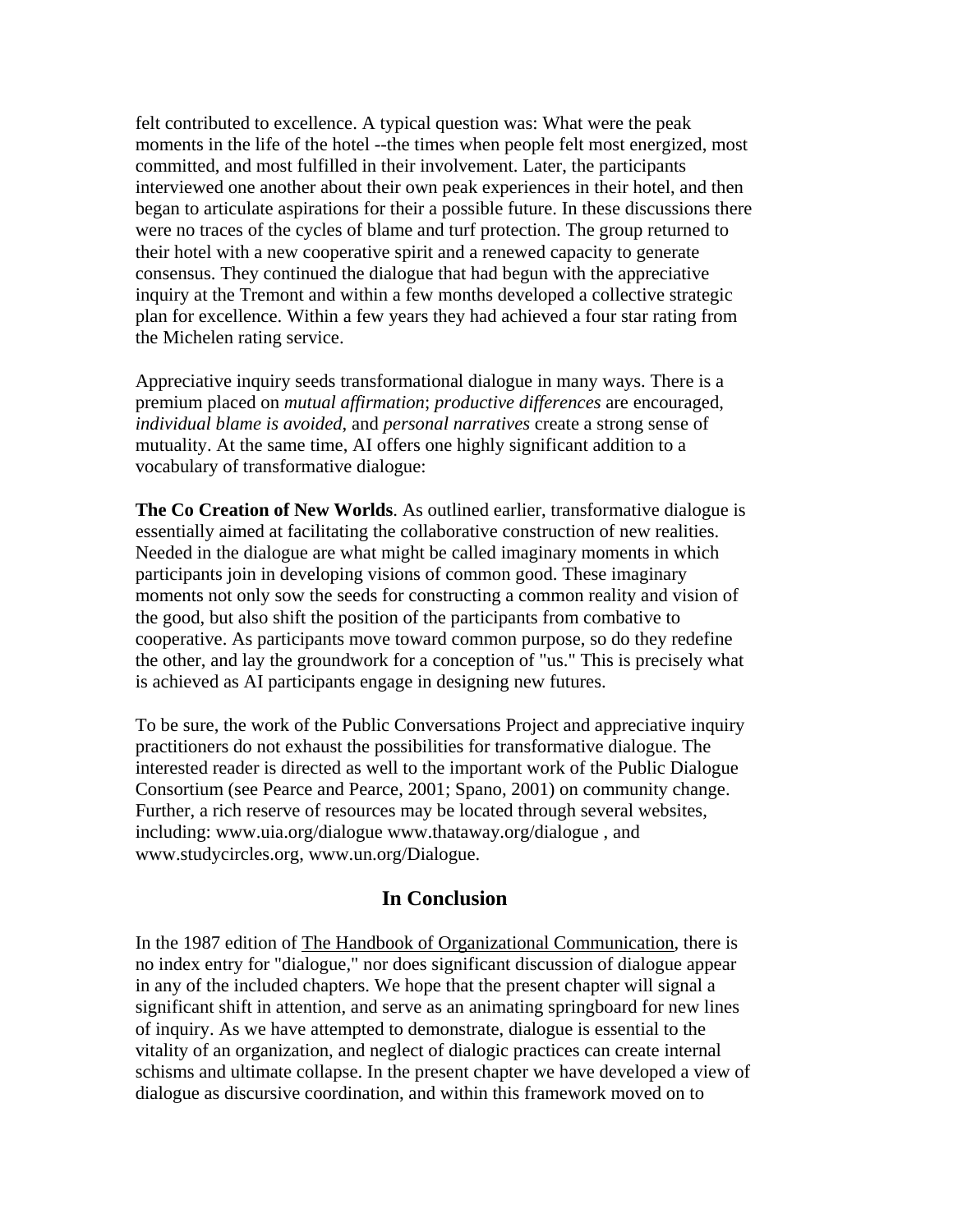felt contributed to excellence. A typical question was: What were the peak moments in the life of the hotel --the times when people felt most energized, most committed, and most fulfilled in their involvement. Later, the participants interviewed one another about their own peak experiences in their hotel, and then began to articulate aspirations for their a possible future. In these discussions there were no traces of the cycles of blame and turf protection. The group returned to their hotel with a new cooperative spirit and a renewed capacity to generate consensus. They continued the dialogue that had begun with the appreciative inquiry at the Tremont and within a few months developed a collective strategic plan for excellence. Within a few years they had achieved a four star rating from the Michelen rating service.

Appreciative inquiry seeds transformational dialogue in many ways. There is a premium placed on *mutual affirmation*; *productive differences* are encouraged, *individual blame is avoided*, and *personal narratives* create a strong sense of mutuality. At the same time, AI offers one highly significant addition to a vocabulary of transformative dialogue:

**The Co Creation of New Worlds**. As outlined earlier, transformative dialogue is essentially aimed at facilitating the collaborative construction of new realities. Needed in the dialogue are what might be called imaginary moments in which participants join in developing visions of common good. These imaginary moments not only sow the seeds for constructing a common reality and vision of the good, but also shift the position of the participants from combative to cooperative. As participants move toward common purpose, so do they redefine the other, and lay the groundwork for a conception of "us." This is precisely what is achieved as AI participants engage in designing new futures.

To be sure, the work of the Public Conversations Project and appreciative inquiry practitioners do not exhaust the possibilities for transformative dialogue. The interested reader is directed as well to the important work of the Public Dialogue Consortium (see Pearce and Pearce, 2001; Spano, 2001) on community change. Further, a rich reserve of resources may be located through several websites, including: www.uia.org/dialogue www.thataway.org/dialogue , and www.studycircles.org, www.un.org/Dialogue.

## In Conclusion

In the 1987 edition of The Handbook of Organizational Communication, there is no index entry for "dialogue," nor does significant discussion of dialogue appear in any of the included chapters. We hope that the present chapter will signal a significant shift in attention, and serve as an animating springboard for new lines of inquiry. As we have attempted to demonstrate, dialogue is essential to the vitality of an organization, and neglect of dialogic practices can create internal schisms and ultimate collapse. In the present chapter we have developed a view of dialogue as discursive coordination, and within this framework moved on to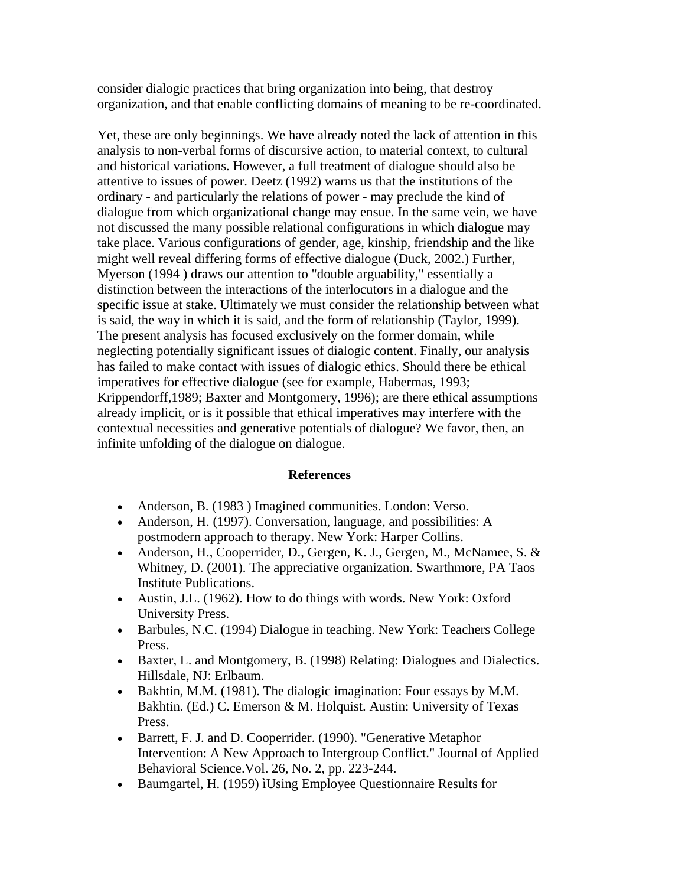consider dialogic practices that bring organization into being, that destroy organization, and that enable conflicting domains of meaning to be re-coordinated.

Yet, these are only beginnings. We have already noted the lack of attention in this analysis to non-verbal forms of discursive action, to material context, to cultural and historical variations. However, a full treatment of dialogue should also be attentive to issues of power. Deetz (1992) warns us that the institutions of the ordinary - and particularly the relations of power - may preclude the kind of dialogue from which organizational change may ensue. In the same vein, we have not discussed the many possible relational configurations in which dialogue may take place. Various configurations of gender, age, kinship, friendship and the like might well reveal differing forms of effective dialogue (Duck, 2002.) Further, Myerson (1994 ) draws our attention to "double arguability," essentially a distinction between the interactions of the interlocutors in a dialogue and the specific issue at stake. Ultimately we must consider the relationship between what is said, the way in which it is said, and the form of relationship (Taylor, 1999). The present analysis has focused exclusively on the former domain, while neglecting potentially significant issues of dialogic content. Finally, our analysis has failed to make contact with issues of dialogic ethics. Should there be ethical imperatives for effective dialogue (see for example, Habermas, 1993; Krippendorff,1989; Baxter and Montgomery, 1996); are there ethical assumptions already implicit, or is it possible that ethical imperatives may interfere with the contextual necessities and generative potentials of dialogue? We favor, then, an infinite unfolding of the dialogue on dialogue.

**References**

- Anderson, B. (1983 ) Imagined communities. London: Verso.
- Anderson, H. (1997). Conversation, language, and possibilities: A postmodern approach to therapy. New York: Harper Collins.
- Anderson, H., Cooperrider, D., Gergen, K. J., Gergen, M., McNamee, S. & Whitney, D. (2001). The appreciative organization. Swarthmore, PA Taos Institute Publications.
- Austin, J.L. (1962). How to do things with words. New York: Oxford University Press.
- Barbules, N.C. (1994) Dialogue in teaching. New York: Teachers College Press.
- Baxter, L. and Montgomery, B. (1998) Relating: Dialogues and Dialectics. Hillsdale, NJ: Erlbaum.
- Bakhtin, M.M. (1981). The dialogic imagination: Four essays by M.M. Bakhtin. (Ed.) C. Emerson & M. Holquist. Austin: University of Texas Press.
- Barrett, F. J. and D. Cooperrider. (1990). "Generative Metaphor Intervention: A New Approach to Intergroup Conflict." Journal of Applied Behavioral Science.Vol. 26, No. 2, pp. 223-244.
- Baumgartel, H. (1959) ìUsing Employee Questionnaire Results for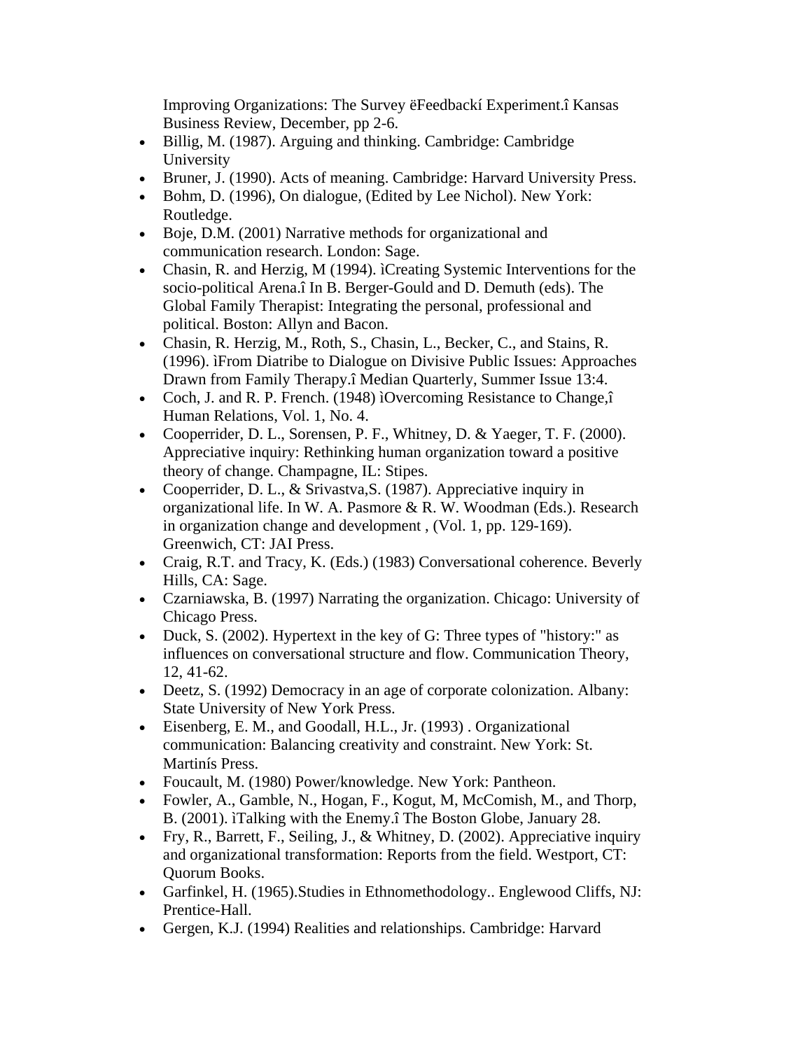Improving Organizations: The Survey ëFeedbackí Experiment.î Kansas Business Review, December, pp 2-6.

- Billig, M. (1987). Arguing and thinking. Cambridge: Cambridge University
- Bruner, J. (1990). Acts of meaning. Cambridge: Harvard University Press.
- Bohm, D. (1996), On dialogue, (Edited by Lee Nichol). New York: Routledge.
- Boje, D.M. (2001) Narrative methods for organizational and communication research. London: Sage.
- Chasin, R. and Herzig, M (1994). ìCreating Systemic Interventions for the socio-political Arena.î In B. Berger-Gould and D. Demuth (eds). The Global Family Therapist: Integrating the personal, professional and political. Boston: Allyn and Bacon.
- Chasin, R. Herzig, M., Roth, S., Chasin, L., Becker, C., and Stains, R. (1996). ìFrom Diatribe to Dialogue on Divisive Public Issues: Approaches Drawn from Family Therapy.î Median Quarterly, Summer Issue 13:4.
- Coch, J. and R. P. French. (1948) ìOvercoming Resistance to Change,î Human Relations, Vol. 1, No. 4.
- Cooperrider, D. L., Sorensen, P. F., Whitney, D. & Yaeger, T. F. (2000). Appreciative inquiry: Rethinking human organization toward a positive theory of change. Champagne, IL: Stipes.
- Cooperrider, D. L., & Srivastva,S. (1987). Appreciative inquiry in organizational life. In W. A. Pasmore & R. W. Woodman (Eds.). Research in organization change and development , (Vol. 1, pp. 129-169). Greenwich, CT: JAI Press.
- Craig, R.T. and Tracy, K. (Eds.) (1983) Conversational coherence. Beverly Hills, CA: Sage.
- Czarniawska, B. (1997) Narrating the organization. Chicago: University of Chicago Press.
- Duck, S. (2002). Hypertext in the key of G: Three types of "history:" as influences on conversational structure and flow. Communication Theory, 12, 41-62.
- Deetz, S. (1992) Democracy in an age of corporate colonization. Albany: State University of New York Press.
- Eisenberg, E. M., and Goodall, H.L., Jr. (1993) . Organizational communication: Balancing creativity and constraint. New York: St. Martinís Press.
- Foucault, M. (1980) Power/knowledge. New York: Pantheon.
- Fowler, A., Gamble, N., Hogan, F., Kogut, M, McComish, M., and Thorp, B. (2001). ìTalking with the Enemy.î The Boston Globe, January 28.
- Fry, R., Barrett, F., Seiling, J., & Whitney, D. (2002). Appreciative inquiry and organizational transformation: Reports from the field. Westport, CT: Quorum Books.
- Garfinkel, H. (1965).Studies in Ethnomethodology.. Englewood Cliffs, NJ: Prentice-Hall.
- Gergen, K.J. (1994) Realities and relationships. Cambridge: Harvard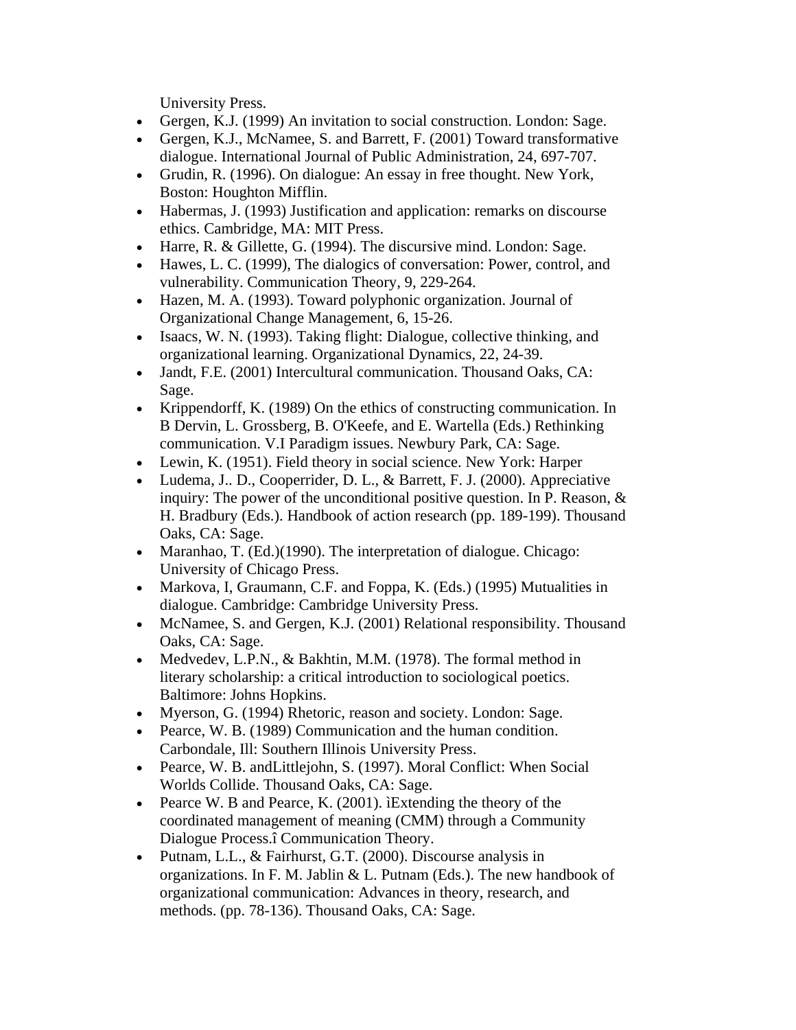University Press.

- Gergen, K.J. (1999) An invitation to social construction. London: Sage.
- Gergen, K.J., McNamee, S. and Barrett, F. (2001) Toward transformative dialogue. International Journal of Public Administration, 24, 697-707.
- Grudin, R. (1996). On dialogue: An essay in free thought. New York, Boston: Houghton Mifflin.
- Habermas, J. (1993) Justification and application: remarks on discourse ethics. Cambridge, MA: MIT Press.
- Harre, R. & Gillette, G. (1994). The discursive mind. London: Sage.
- Hawes, L. C. (1999), The dialogics of conversation: Power, control, and vulnerability. Communication Theory, 9, 229-264.
- Hazen, M. A. (1993). Toward polyphonic organization. Journal of Organizational Change Management, 6, 15-26.
- Isaacs, W. N. (1993). Taking flight: Dialogue, collective thinking, and organizational learning. Organizational Dynamics, 22, 24-39.
- Jandt, F.E. (2001) Intercultural communication. Thousand Oaks, CA: Sage.
- Krippendorff, K. (1989) On the ethics of constructing communication. In B Dervin, L. Grossberg, B. O'Keefe, and E. Wartella (Eds.) Rethinking communication. V.I Paradigm issues. Newbury Park, CA: Sage.
- Lewin, K. (1951). Field theory in social science. New York: Harper
- Ludema, J.. D., Cooperrider, D. L., & Barrett, F. J. (2000). Appreciative inquiry: The power of the unconditional positive question. In P. Reason, & H. Bradbury (Eds.). Handbook of action research (pp. 189-199). Thousand Oaks, CA: Sage.
- Maranhao, T. (Ed.)(1990). The interpretation of dialogue. Chicago: University of Chicago Press.
- Markova, I, Graumann, C.F. and Foppa, K. (Eds.) (1995) Mutualities in dialogue. Cambridge: Cambridge University Press.
- McNamee, S. and Gergen, K.J. (2001) Relational responsibility. Thousand Oaks, CA: Sage.
- Medvedev, L.P.N., & Bakhtin, M.M. (1978). The formal method in literary scholarship: a critical introduction to sociological poetics. Baltimore: Johns Hopkins.
- Myerson, G. (1994) Rhetoric, reason and society. London: Sage.
- Pearce, W. B. (1989) Communication and the human condition. Carbondale, Ill: Southern Illinois University Press.
- Pearce, W. B. andLittlejohn, S. (1997). Moral Conflict: When Social Worlds Collide. Thousand Oaks, CA: Sage.
- Pearce W. B and Pearce, K. (2001). ìExtending the theory of the coordinated management of meaning (CMM) through a Community Dialogue Process.î Communication Theory.
- Putnam, L.L., & Fairhurst, G.T. (2000). Discourse analysis in organizations. In F. M. Jablin & L. Putnam (Eds.). The new handbook of organizational communication: Advances in theory, research, and methods. (pp. 78-136). Thousand Oaks, CA: Sage.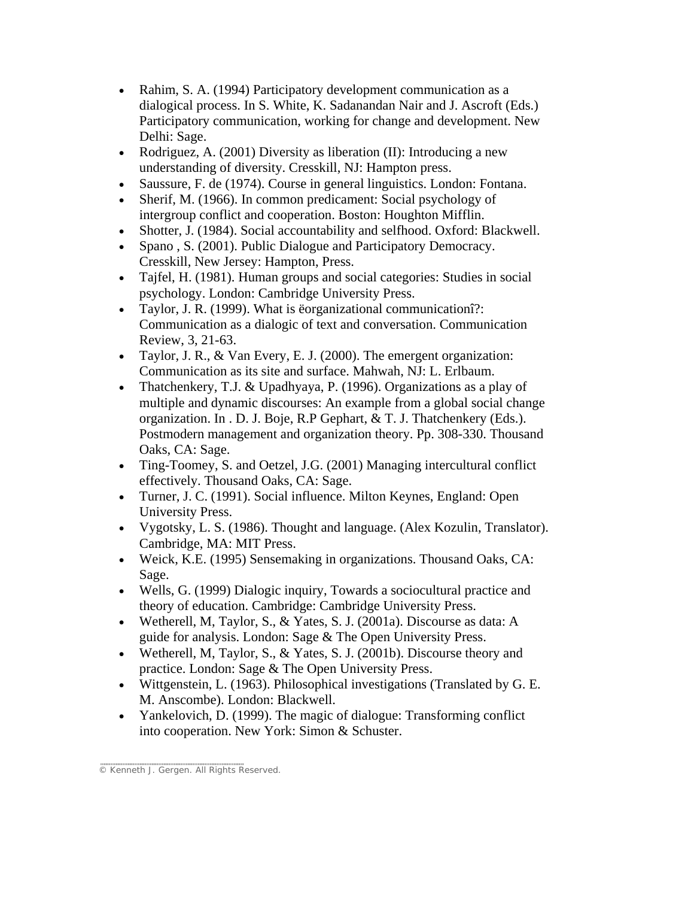- Rahim, S. A. (1994) Participatory development communication as a dialogical process. In S. White, K. Sadanandan Nair and J. Ascroft (Eds.) Participatory communication, working for change and development. New Delhi: Sage.
- Rodriguez, A. (2001) Diversity as liberation (II): Introducing a new understanding of diversity. Cresskill, NJ: Hampton press.
- Saussure, F. de (1974). Course in general linguistics. London: Fontana.
- Sherif, M. (1966). In common predicament: Social psychology of intergroup conflict and cooperation. Boston: Houghton Mifflin.
- Shotter, J. (1984). Social accountability and selfhood. Oxford: Blackwell.
- Spano , S. (2001). Public Dialogue and Participatory Democracy. Cresskill, New Jersey: Hampton, Press.
- Tajfel, H. (1981). Human groups and social categories: Studies in social psychology. London: Cambridge University Press.
- Taylor, J. R. (1999). What is ëorganizational communicationî?: Communication as a dialogic of text and conversation. Communication Review, 3, 21-63.
- Taylor, J. R., & Van Every, E. J. (2000). The emergent organization: Communication as its site and surface. Mahwah, NJ: L. Erlbaum.
- Thatchenkery, T.J. & Upadhyaya, P. (1996). Organizations as a play of multiple and dynamic discourses: An example from a global social change organization. In . D. J. Boje, R.P Gephart, & T. J. Thatchenkery (Eds.). Postmodern management and organization theory. Pp. 308-330. Thousand Oaks, CA: Sage.
- Ting-Toomey, S. and Oetzel, J.G. (2001) Managing intercultural conflict effectively. Thousand Oaks, CA: Sage.
- Turner, J. C. (1991). Social influence. Milton Keynes, England: Open University Press.
- Vygotsky, L. S. (1986). Thought and language. (Alex Kozulin, Translator). Cambridge, MA: MIT Press.
- Weick, K.E. (1995) Sensemaking in organizations. Thousand Oaks, CA: Sage.
- Wells, G. (1999) Dialogic inquiry, Towards a sociocultural practice and theory of education. Cambridge: Cambridge University Press.
- Wetherell, M, Taylor, S., & Yates, S. J. (2001a). Discourse as data: A guide for analysis. London: Sage & The Open University Press.
- Wetherell, M, Taylor, S., & Yates, S. J. (2001b). Discourse theory and practice. London: Sage & The Open University Press.
- Wittgenstein, L. (1963). Philosophical investigations (Translated by G. E. M. Anscombe). London: Blackwell.
- Yankelovich, D. (1999). The magic of dialogue: Transforming conflict into cooperation. New York: Simon & Schuster.

© Kenneth J. Gergen. All Rights Reserved.